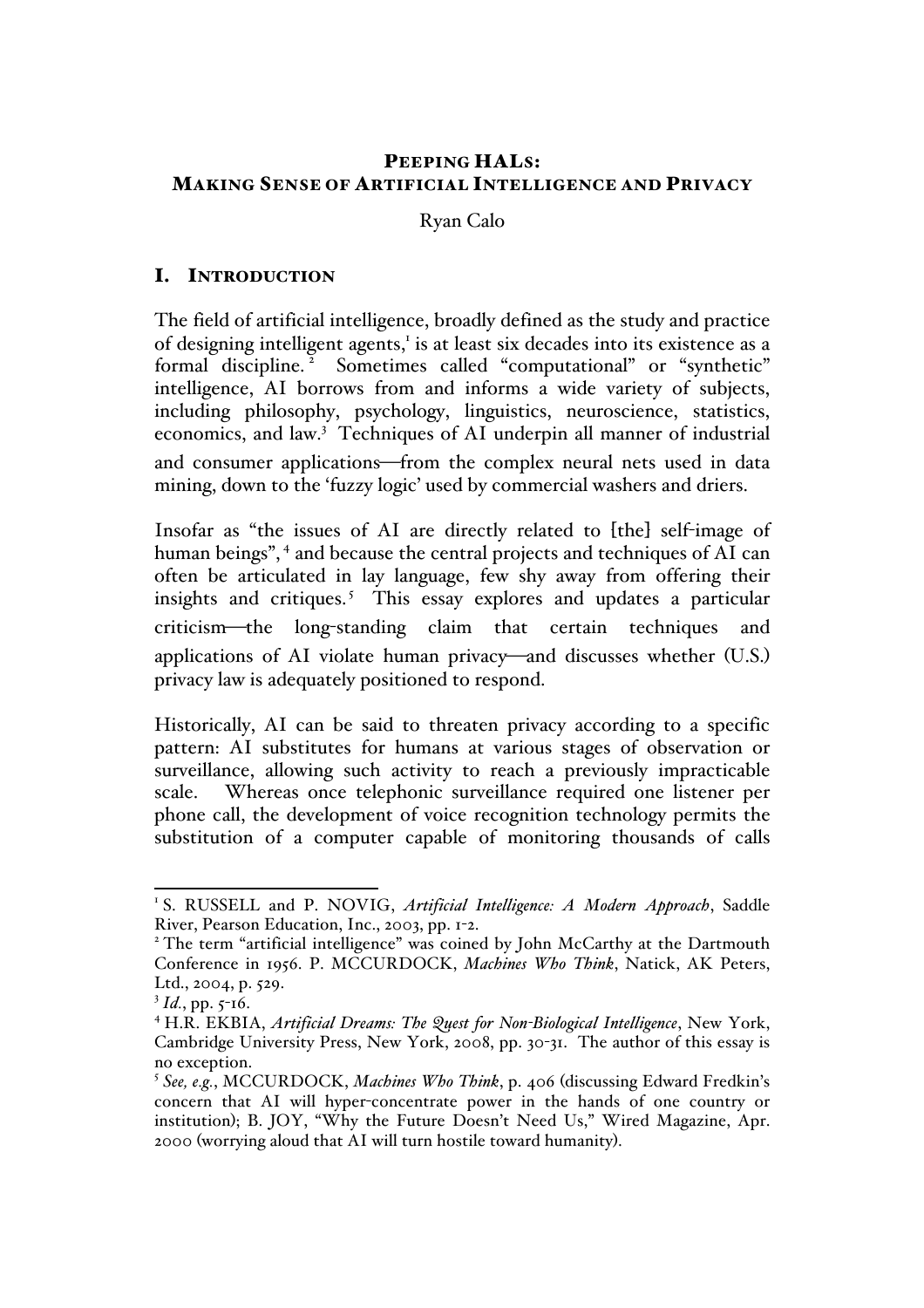# PEEPING HALS: MAKING SENSE OF ARTIFICIAL INTELLIGENCE AND PRIVACY

Ryan Calo

## I. INTRODUCTION

The field of artificial intelligence, broadly defined as the study and practice of designing intelligent agents,[1] is at least six decades into its existence as a formal discipline.[2] Sometimes called "computational" or "synthetic" intelligence, AI borrows from and informs a wide variety of subjects, including philosophy, psychology, linguistics, neuroscience, statistics, economics, and law.[3] Techniques of AI underpin all manner of industrial and consumer applications—from the complex neural nets used in data mining, down to the 'fuzzy logic' used by commercial washers and driers.

Insofar as "the issues of AI are directly related to [the] self-image of human beings",[4] and because the central projects and techniques of AI can often be articulated in lay language, few shy away from offering their insights and critiques.[5] This essay explores and updates a particular criticism—the long-standing claim that certain techniques and applications of AI violate human privacy—and discusses whether (U.S.) privacy law is adequately positioned to respond.

Historically, AI can be said to threaten privacy according to a specific pattern: AI substitutes for humans at various stages of observation or surveillance, allowing such activity to reach a previously impracticable scale. Whereas once telephonic surveillance required one listener per phone call, the development of voice recognition technology permits the substitution of a computer capable of monitoring thousands of calls

---

[1] S. RUSSELL and P. NOVIG, *Artificial Intelligence: A Modern Approach*, Saddle River, Pearson Education, Inc., 2003, pp. 1-2.

[2] The term "artificial intelligence" was coined by John McCarthy at the Dartmouth Conference in 1956. P. MCCURDOCK, *Machines Who Think*, Natick, AK Peters, Ltd., 2004, p. 529.

[3] *Id.*, pp. 5-16.

[4] H.R. EKBIA, *Artificial Dreams: The Quest for Non-Biological Intelligence*, New York, Cambridge University Press, New York, 2008, pp. 30-31. The author of this essay is no exception.

[5] *See, e.g.*, MCCURDOCK, *Machines Who Think*, p. 406 (discussing Edward Fredkin's concern that AI will hyper-concentrate power in the hands of one country or institution); B. JOY, "Why the Future Doesn't Need Us," Wired Magazine, Apr. 2000 (worrying aloud that AI will turn hostile toward humanity).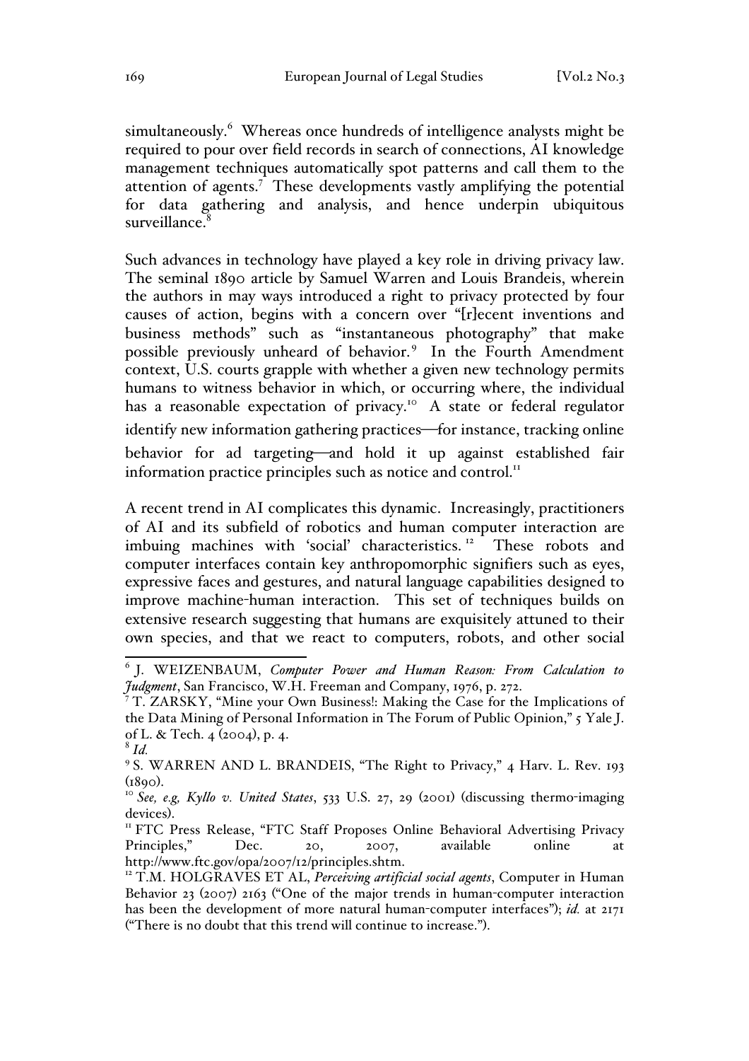simultaneously.[6] Whereas once hundreds of intelligence analysts might be required to pour over field records in search of connections, AI knowledge management techniques automatically spot patterns and call them to the attention of agents.[7] These developments vastly amplifying the potential for data gathering and analysis, and hence underpin ubiquitous surveillance.[8]

Such advances in technology have played a key role in driving privacy law. The seminal 1890 article by Samuel Warren and Louis Brandeis, wherein the authors in may ways introduced a right to privacy protected by four causes of action, begins with a concern over "[r]ecent inventions and business methods" such as "instantaneous photography" that make possible previously unheard of behavior.[9] In the Fourth Amendment context, U.S. courts grapple with whether a given new technology permits humans to witness behavior in which, or occurring where, the individual has a reasonable expectation of privacy.[10] A state or federal regulator identify new information gathering practices—for instance, tracking online behavior for ad targeting—and hold it up against established fair information practice principles such as notice and control.[11]

A recent trend in AI complicates this dynamic. Increasingly, practitioners of AI and its subfield of robotics and human computer interaction are imbuing machines with 'social' characteristics.[12] These robots and computer interfaces contain key anthropomorphic signifiers such as eyes, expressive faces and gestures, and natural language capabilities designed to improve machine-human interaction. This set of techniques builds on extensive research suggesting that humans are exquisitely attuned to their own species, and that we react to computers, robots, and other social

---

[6] J. WEIZENBAUM, *Computer Power and Human Reason: From Calculation to Judgment*, San Francisco, W.H. Freeman and Company, 1976, p. 272.

[7] T. ZARSKY, "Mine your Own Business!: Making the Case for the Implications of the Data Mining of Personal Information in The Forum of Public Opinion," 5 Yale J. of L. & Tech. 4 (2004), p. 4.

[8] *Id.*

[9] S. WARREN AND L. BRANDEIS, "The Right to Privacy," 4 Harv. L. Rev. 193 (1890).

[10] *See, e.g, Kyllo v. United States*, 533 U.S. 27, 29 (2001) (discussing thermo-imaging devices).

[11] FTC Press Release, "FTC Staff Proposes Online Behavioral Advertising Privacy Principles," Dec. 20, 2007, available online at http://www.ftc.gov/opa/2007/12/principles.shtm.

[12] T.M. HOLGRAVES ET AL, *Perceiving artificial social agents*, Computer in Human Behavior 23 (2007) 2163 ("One of the major trends in human-computer interaction has been the development of more natural human-computer interfaces"); *id.* at 2171 ("There is no doubt that this trend will continue to increase.").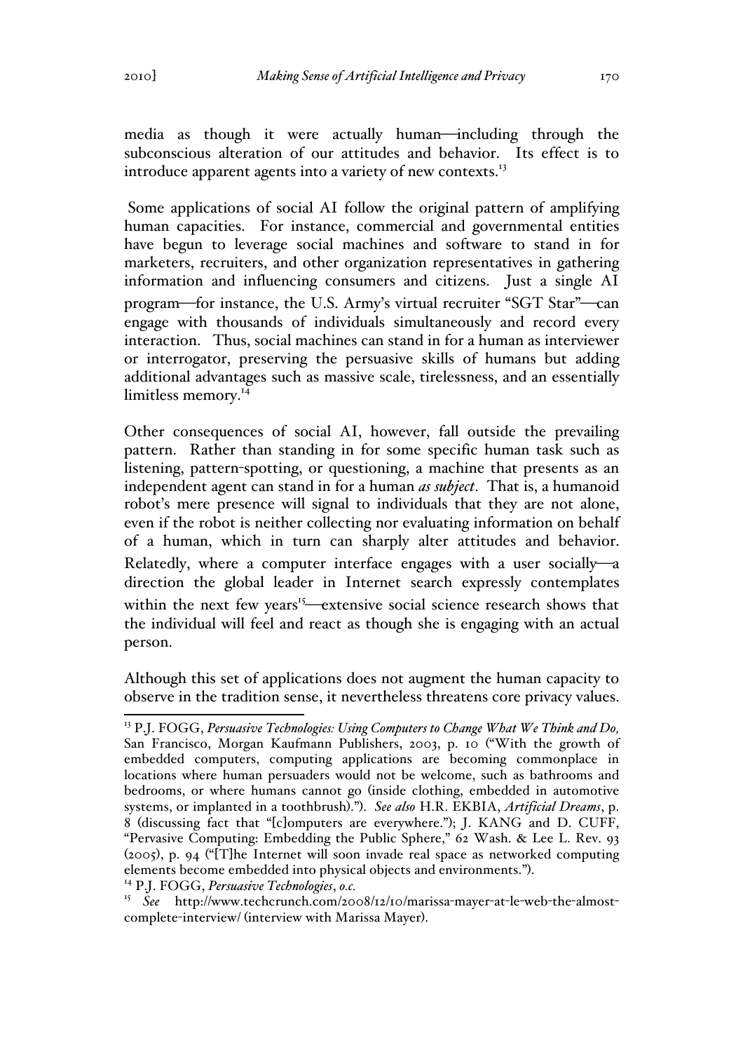media as though it were actually human—including through the subconscious alteration of our attitudes and behavior. Its effect is to introduce apparent agents into a variety of new contexts.[13]

Some applications of social AI follow the original pattern of amplifying human capacities. For instance, commercial and governmental entities have begun to leverage social machines and software to stand in for marketers, recruiters, and other organization representatives in gathering information and influencing consumers and citizens. Just a single AI program—for instance, the U.S. Army's virtual recruiter "SGT Star"—can engage with thousands of individuals simultaneously and record every interaction. Thus, social machines can stand in for a human as interviewer or interrogator, preserving the persuasive skills of humans but adding additional advantages such as massive scale, tirelessness, and an essentially limitless memory.[14]

Other consequences of social AI, however, fall outside the prevailing pattern. Rather than standing in for some specific human task such as listening, pattern-spotting, or questioning, a machine that presents as an independent agent can stand in for a human *as subject*. That is, a humanoid robot's mere presence will signal to individuals that they are not alone, even if the robot is neither collecting nor evaluating information on behalf of a human, which in turn can sharply alter attitudes and behavior. Relatedly, where a computer interface engages with a user socially—a direction the global leader in Internet search expressly contemplates within the next few years[15]—extensive social science research shows that the individual will feel and react as though she is engaging with an actual person.

Although this set of applications does not augment the human capacity to observe in the tradition sense, it nevertheless threatens core privacy values.

---

[13] P.J. FOGG, *Persuasive Technologies: Using Computers to Change What We Think and Do,* San Francisco, Morgan Kaufmann Publishers, 2003, p. 10 ("With the growth of embedded computers, computing applications are becoming commonplace in locations where human persuaders would not be welcome, such as bathrooms and bedrooms, or where humans cannot go (inside clothing, embedded in automotive systems, or implanted in a toothbrush)."). *See also* H.R. EKBIA, *Artificial Dreams*, p. 8 (discussing fact that "[c]omputers are everywhere."); J. KANG and D. CUFF, "Pervasive Computing: Embedding the Public Sphere," 62 Wash. & Lee L. Rev. 93 (2005), p. 94 ("[T]he Internet will soon invade real space as networked computing elements become embedded into physical objects and environments.").

[14] P.J. FOGG, *Persuasive Technologies*, *o.c.*

[15] *See* http://www.techcrunch.com/2008/12/10/marissa-mayer-at-le-web-the-almost-complete-interview/ (interview with Marissa Mayer).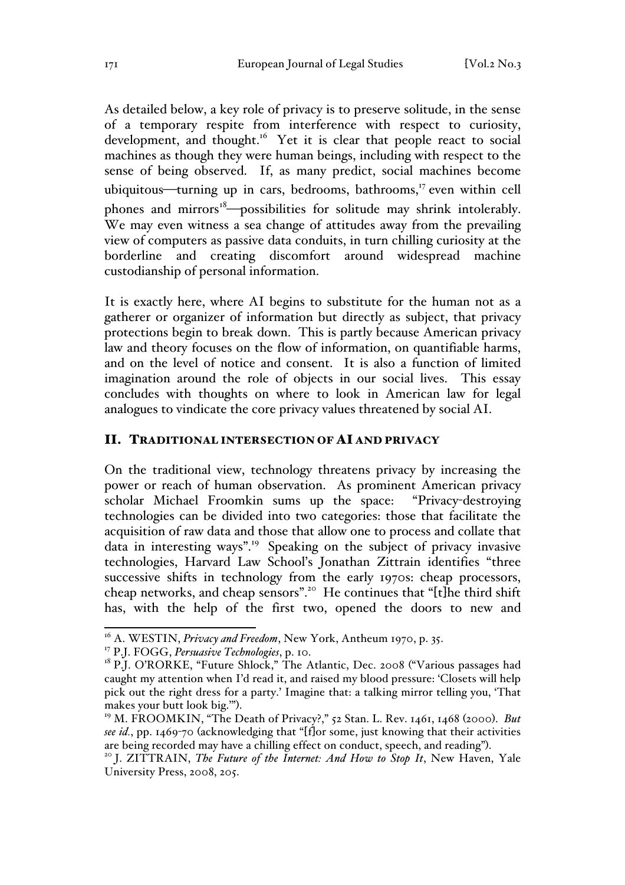As detailed below, a key role of privacy is to preserve solitude, in the sense of a temporary respite from interference with respect to curiosity, development, and thought.[16] Yet it is clear that people react to social machines as though they were human beings, including with respect to the sense of being observed. If, as many predict, social machines become ubiquitous—turning up in cars, bedrooms, bathrooms,[17] even within cell phones and mirrors[18]—possibilities for solitude may shrink intolerably. We may even witness a sea change of attitudes away from the prevailing view of computers as passive data conduits, in turn chilling curiosity at the borderline and creating discomfort around widespread machine custodianship of personal information.

It is exactly here, where AI begins to substitute for the human not as a gatherer or organizer of information but directly as subject, that privacy protections begin to break down. This is partly because American privacy law and theory focuses on the flow of information, on quantifiable harms, and on the level of notice and consent. It is also a function of limited imagination around the role of objects in our social lives. This essay concludes with thoughts on where to look in American law for legal analogues to vindicate the core privacy values threatened by social AI.

## II. TRADITIONAL INTERSECTION OF AI AND PRIVACY

On the traditional view, technology threatens privacy by increasing the power or reach of human observation. As prominent American privacy scholar Michael Froomkin sums up the space: "Privacy-destroying technologies can be divided into two categories: those that facilitate the acquisition of raw data and those that allow one to process and collate that data in interesting ways".[19] Speaking on the subject of privacy invasive technologies, Harvard Law School's Jonathan Zittrain identifies "three successive shifts in technology from the early 1970s: cheap processors, cheap networks, and cheap sensors".[20] He continues that "[t]he third shift has, with the help of the first two, opened the doors to new and

---

[16] A. WESTIN, *Privacy and Freedom*, New York, Antheum 1970, p. 35.

[17] P.J. FOGG, *Persuasive Technologies*, p. 10.

[18] P.J. O'RORKE, "Future Shlock," The Atlantic, Dec. 2008 ("Various passages had caught my attention when I'd read it, and raised my blood pressure: 'Closets will help pick out the right dress for a party.' Imagine that: a talking mirror telling you, 'That makes your butt look big.'").

[19] M. FROOMKIN, "The Death of Privacy?," 52 Stan. L. Rev. 1461, 1468 (2000). *But see id.*, pp. 1469-70 (acknowledging that "[f]or some, just knowing that their activities are being recorded may have a chilling effect on conduct, speech, and reading").

[20] J. ZITTRAIN, *The Future of the Internet: And How to Stop It*, New Haven, Yale University Press, 2008, 205.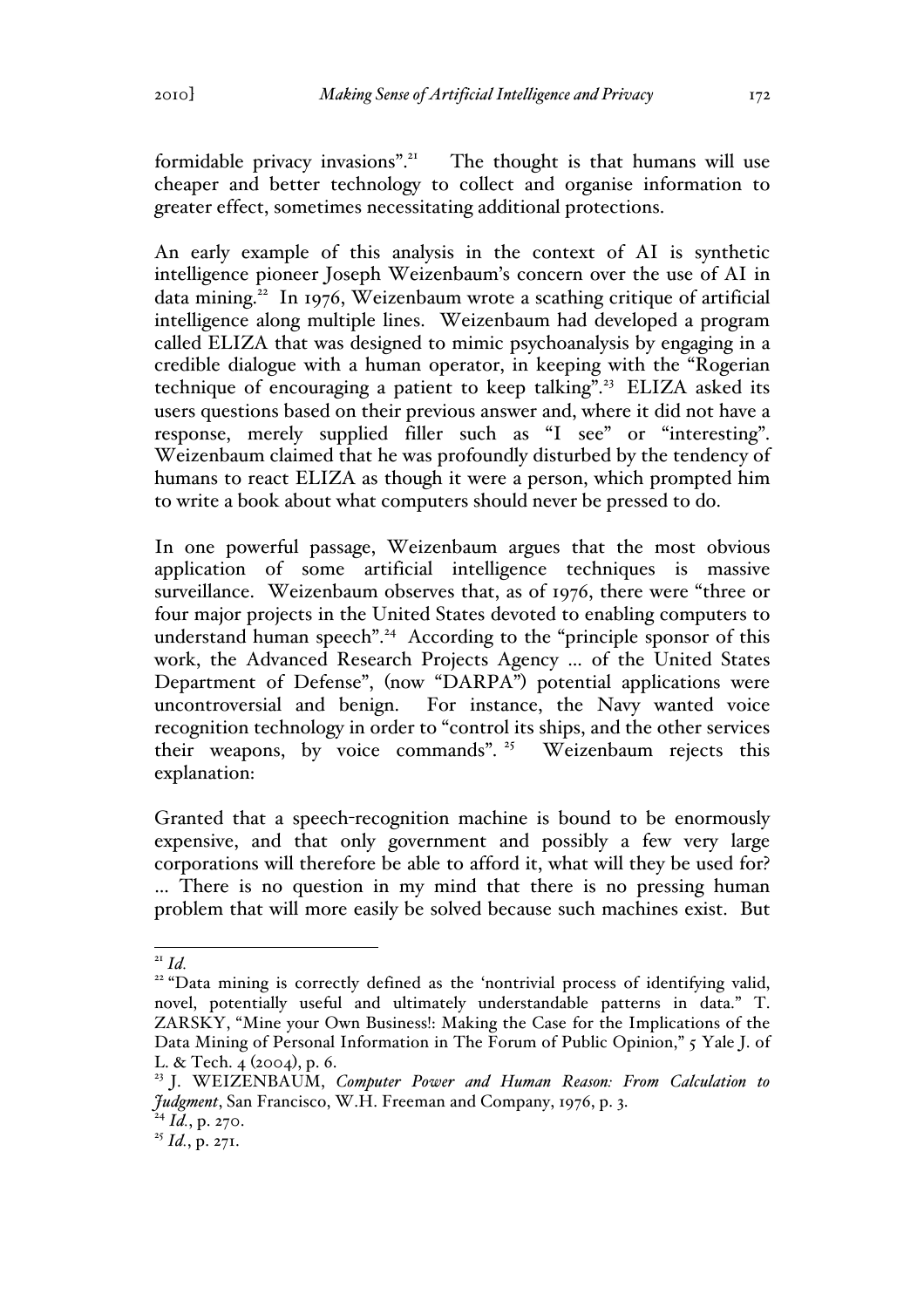formidable privacy invasions".[21] The thought is that humans will use cheaper and better technology to collect and organise information to greater effect, sometimes necessitating additional protections.

An early example of this analysis in the context of AI is synthetic intelligence pioneer Joseph Weizenbaum's concern over the use of AI in data mining.[22] In 1976, Weizenbaum wrote a scathing critique of artificial intelligence along multiple lines. Weizenbaum had developed a program called ELIZA that was designed to mimic psychoanalysis by engaging in a credible dialogue with a human operator, in keeping with the "Rogerian technique of encouraging a patient to keep talking".[23] ELIZA asked its users questions based on their previous answer and, where it did not have a response, merely supplied filler such as "I see" or "interesting". Weizenbaum claimed that he was profoundly disturbed by the tendency of humans to react ELIZA as though it were a person, which prompted him to write a book about what computers should never be pressed to do.

In one powerful passage, Weizenbaum argues that the most obvious application of some artificial intelligence techniques is massive surveillance. Weizenbaum observes that, as of 1976, there were "three or four major projects in the United States devoted to enabling computers to understand human speech".[24] According to the "principle sponsor of this work, the Advanced Research Projects Agency ... of the United States Department of Defense", (now "DARPA") potential applications were uncontroversial and benign. For instance, the Navy wanted voice recognition technology in order to "control its ships, and the other services their weapons, by voice commands".[25] Weizenbaum rejects this explanation:

Granted that a speech-recognition machine is bound to be enormously expensive, and that only government and possibly a few very large corporations will therefore be able to afford it, what will they be used for? ... There is no question in my mind that there is no pressing human problem that will more easily be solved because such machines exist. But

---

[21] *Id.*

[22] "Data mining is correctly defined as the 'nontrivial process of identifying valid, novel, potentially useful and ultimately understandable patterns in data." T. ZARSKY, "Mine your Own Business!: Making the Case for the Implications of the Data Mining of Personal Information in The Forum of Public Opinion," 5 Yale J. of L. & Tech. 4 (2004), p. 6.

[23] J. WEIZENBAUM, *Computer Power and Human Reason: From Calculation to Judgment*, San Francisco, W.H. Freeman and Company, 1976, p. 3.

[24] *Id.*, p. 270.

[25] *Id.*, p. 271.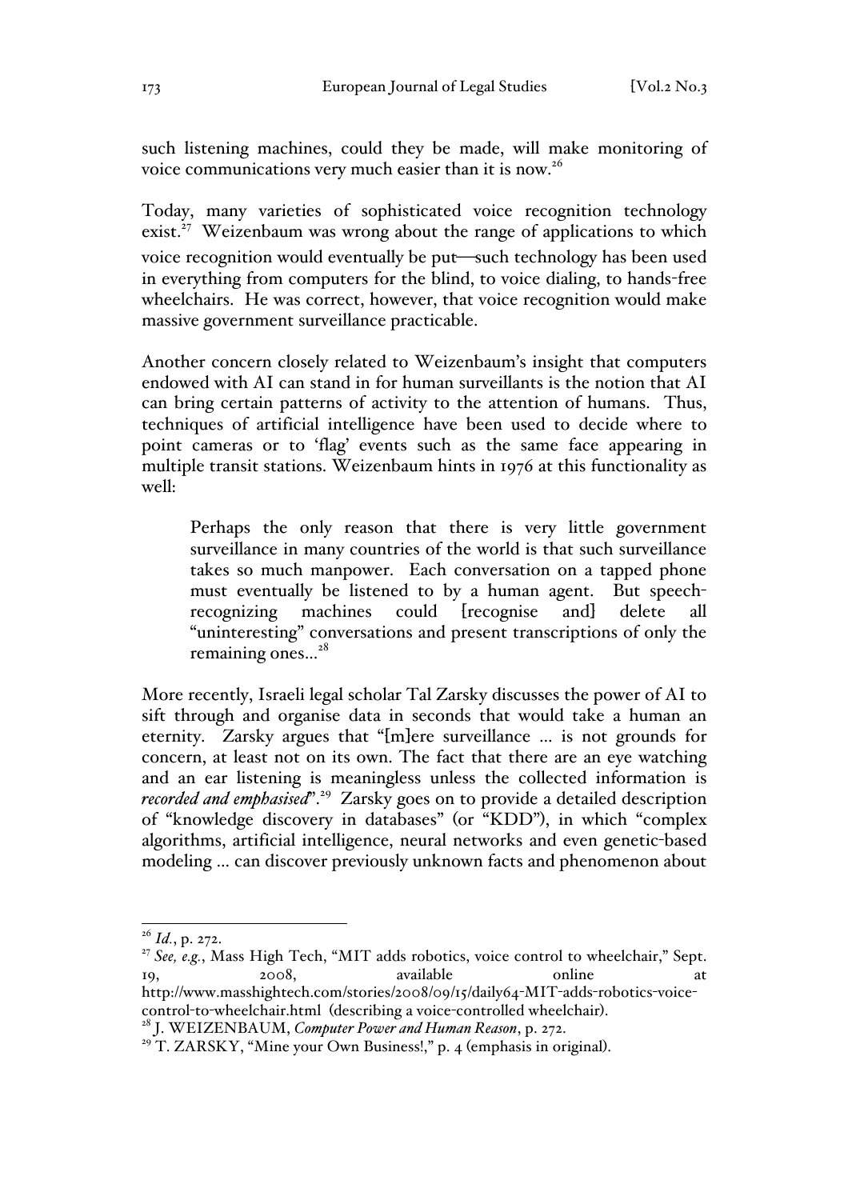such listening machines, could they be made, will make monitoring of voice communications very much easier than it is now.[26]

Today, many varieties of sophisticated voice recognition technology exist.[27] Weizenbaum was wrong about the range of applications to which voice recognition would eventually be put—such technology has been used in everything from computers for the blind, to voice dialing, to hands-free wheelchairs. He was correct, however, that voice recognition would make massive government surveillance practicable.

Another concern closely related to Weizenbaum's insight that computers endowed with AI can stand in for human surveillants is the notion that AI can bring certain patterns of activity to the attention of humans. Thus, techniques of artificial intelligence have been used to decide where to point cameras or to 'flag' events such as the same face appearing in multiple transit stations. Weizenbaum hints in 1976 at this functionality as well:

> Perhaps the only reason that there is very little government surveillance in many countries of the world is that such surveillance takes so much manpower. Each conversation on a tapped phone must eventually be listened to by a human agent. But speech-recognizing machines could [recognise and] delete all "uninteresting" conversations and present transcriptions of only the remaining ones...[28]

More recently, Israeli legal scholar Tal Zarsky discusses the power of AI to sift through and organise data in seconds that would take a human an eternity. Zarsky argues that "[m]ere surveillance ... is not grounds for concern, at least not on its own. The fact that there are an eye watching and an ear listening is meaningless unless the collected information is *recorded and emphasised*".[29] Zarsky goes on to provide a detailed description of "knowledge discovery in databases" (or "KDD"), in which "complex algorithms, artificial intelligence, neural networks and even genetic-based modeling ... can discover previously unknown facts and phenomenon about

---

[26] *Id.*, p. 272.

[27] *See, e.g.*, Mass High Tech, "MIT adds robotics, voice control to wheelchair," Sept. 19, 2008, available online at http://www.masshightech.com/stories/2008/09/15/daily64-MIT-adds-robotics-voice-control-to-wheelchair.html (describing a voice-controlled wheelchair).

[28] J. WEIZENBAUM, *Computer Power and Human Reason*, p. 272.

[29] T. ZARSKY, "Mine your Own Business!," p. 4 (emphasis in original).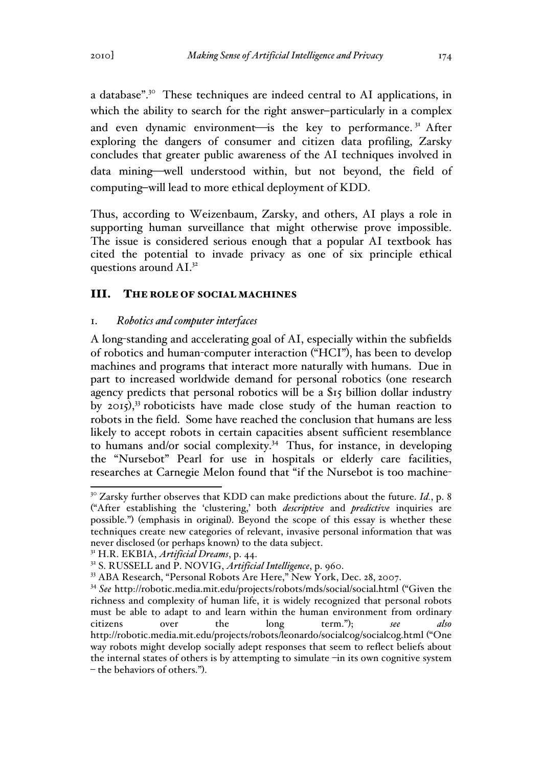a database".[30] These techniques are indeed central to AI applications, in which the ability to search for the right answer–particularly in a complex and even dynamic environment—is the key to performance.[31] After exploring the dangers of consumer and citizen data profiling, Zarsky concludes that greater public awareness of the AI techniques involved in data mining—well understood within, but not beyond, the field of computing–will lead to more ethical deployment of KDD.

Thus, according to Weizenbaum, Zarsky, and others, AI plays a role in supporting human surveillance that might otherwise prove impossible. The issue is considered serious enough that a popular AI textbook has cited the potential to invade privacy as one of six principle ethical questions around AI.[32]

## III. THE ROLE OF SOCIAL MACHINES

### 1. *Robotics and computer interfaces*

A long-standing and accelerating goal of AI, especially within the subfields of robotics and human-computer interaction ("HCI"), has been to develop machines and programs that interact more naturally with humans. Due in part to increased worldwide demand for personal robotics (one research agency predicts that personal robotics will be a $15 billion dollar industry by 2015),[33] roboticists have made close study of the human reaction to robots in the field. Some have reached the conclusion that humans are less likely to accept robots in certain capacities absent sufficient resemblance to humans and/or social complexity.[34] Thus, for instance, in developing the "Nursebot" Pearl for use in hospitals or elderly care facilities, researches at Carnegie Melon found that "if the Nursebot is too machine-

---

[30] Zarsky further observes that KDD can make predictions about the future. *Id.*, p. 8 ("After establishing the 'clustering,' both *descriptive* and *predictive* inquiries are possible.") (emphasis in original). Beyond the scope of this essay is whether these techniques create new categories of relevant, invasive personal information that was never disclosed (or perhaps known) to the data subject.

[31] H.R. EKBIA, *Artificial Dreams*, p. 44.

[32] S. RUSSELL and P. NOVIG, *Artificial Intelligence*, p. 960.

[33] ABA Research, "Personal Robots Are Here," New York, Dec. 28, 2007.

[34] *See* http://robotic.media.mit.edu/projects/robots/mds/social/social.html ("Given the richness and complexity of human life, it is widely recognized that personal robots must be able to adapt to and learn within the human environment from ordinary citizens over the long term."); *see also* http://robotic.media.mit.edu/projects/robots/leonardo/socialcog/socialcog.html ("One way robots might develop socially adept responses that seem to reflect beliefs about the internal states of others is by attempting to simulate –in its own cognitive system – the behaviors of others.").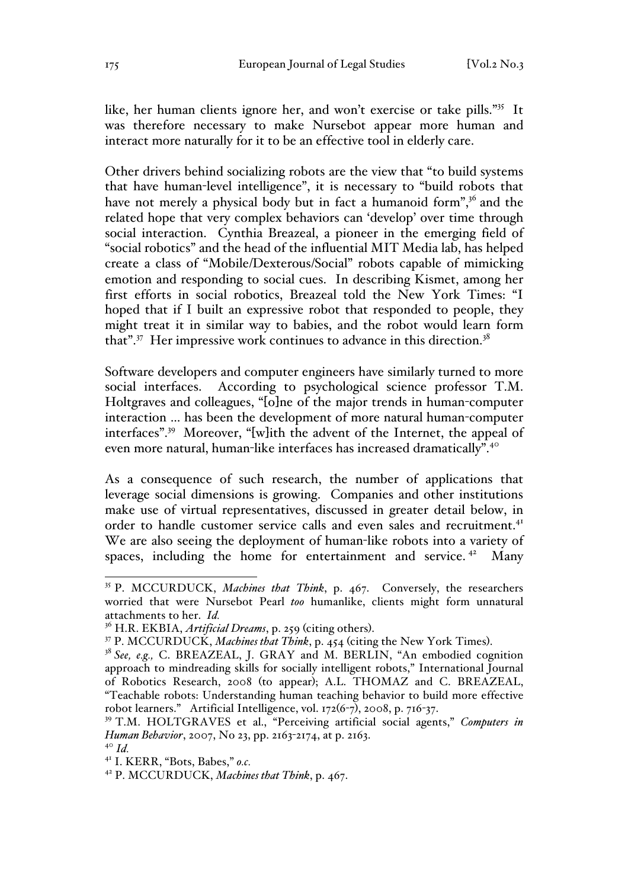like, her human clients ignore her, and won't exercise or take pills."[35] It was therefore necessary to make Nursebot appear more human and interact more naturally for it to be an effective tool in elderly care.

Other drivers behind socializing robots are the view that "to build systems that have human-level intelligence", it is necessary to "build robots that have not merely a physical body but in fact a humanoid form",[36] and the related hope that very complex behaviors can 'develop' over time through social interaction. Cynthia Breazeal, a pioneer in the emerging field of "social robotics" and the head of the influential MIT Media lab, has helped create a class of "Mobile/Dexterous/Social" robots capable of mimicking emotion and responding to social cues. In describing Kismet, among her first efforts in social robotics, Breazeal told the New York Times: "I hoped that if I built an expressive robot that responded to people, they might treat it in similar way to babies, and the robot would learn form that".[37] Her impressive work continues to advance in this direction.[38]

Software developers and computer engineers have similarly turned to more social interfaces. According to psychological science professor T.M. Holtgraves and colleagues, "[o]ne of the major trends in human-computer interaction ... has been the development of more natural human-computer interfaces".[39] Moreover, "[w]ith the advent of the Internet, the appeal of even more natural, human-like interfaces has increased dramatically".[40]

As a consequence of such research, the number of applications that leverage social dimensions is growing. Companies and other institutions make use of virtual representatives, discussed in greater detail below, in order to handle customer service calls and even sales and recruitment.[41] We are also seeing the deployment of human-like robots into a variety of spaces, including the home for entertainment and service.[42] Many

---

[35] P. MCCURDUCK, *Machines that Think*, p. 467. Conversely, the researchers worried that were Nursebot Pearl *too* humanlike, clients might form unnatural attachments to her. *Id.*

[36] H.R. EKBIA, *Artificial Dreams*, p. 259 (citing others).

[37] P. MCCURDUCK, *Machines that Think*, p. 454 (citing the New York Times).

[38] *See, e.g.,* C. BREAZEAL, J. GRAY and M. BERLIN, "An embodied cognition approach to mindreading skills for socially intelligent robots," International Journal of Robotics Research, 2008 (to appear); A.L. THOMAZ and C. BREAZEAL, "Teachable robots: Understanding human teaching behavior to build more effective robot learners." Artificial Intelligence, vol. 172(6-7), 2008, p. 716-37.

[39] T.M. HOLTGRAVES et al., "Perceiving artificial social agents," *Computers in Human Behavior*, 2007, No 23, pp. 2163-2174, at p. 2163.

[40] *Id.*

[41] I. KERR, "Bots, Babes," *o.c.*

[42] P. MCCURDUCK, *Machines that Think*, p. 467.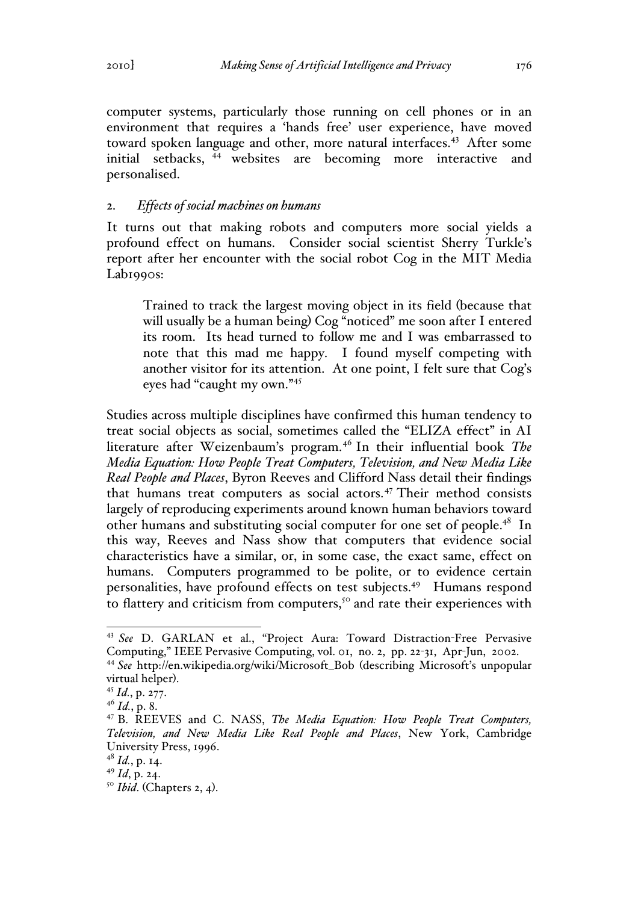computer systems, particularly those running on cell phones or in an environment that requires a 'hands free' user experience, have moved toward spoken language and other, more natural interfaces.[43] After some initial setbacks, [44] websites are becoming more interactive and personalised.

### 2. *Effects of social machines on humans*

It turns out that making robots and computers more social yields a profound effect on humans. Consider social scientist Sherry Turkle's report after her encounter with the social robot Cog in the MIT Media Lab1990s:

> Trained to track the largest moving object in its field (because that will usually be a human being) Cog "noticed" me soon after I entered its room. Its head turned to follow me and I was embarrassed to note that this mad me happy. I found myself competing with another visitor for its attention. At one point, I felt sure that Cog's eyes had "caught my own."[45]

Studies across multiple disciplines have confirmed this human tendency to treat social objects as social, sometimes called the "ELIZA effect" in AI literature after Weizenbaum's program.[46] In their influential book *The Media Equation: How People Treat Computers, Television, and New Media Like Real People and Places*, Byron Reeves and Clifford Nass detail their findings that humans treat computers as social actors.[47] Their method consists largely of reproducing experiments around known human behaviors toward other humans and substituting social computer for one set of people.[48] In this way, Reeves and Nass show that computers that evidence social characteristics have a similar, or, in some case, the exact same, effect on humans. Computers programmed to be polite, or to evidence certain personalities, have profound effects on test subjects.[49] Humans respond to flattery and criticism from computers,[50] and rate their experiences with

---

[43] *See* D. GARLAN et al., "Project Aura: Toward Distraction-Free Pervasive Computing," IEEE Pervasive Computing, vol. 01, no. 2, pp. 22-31, Apr-Jun, 2002.

[44] *See* http://en.wikipedia.org/wiki/Microsoft_Bob (describing Microsoft's unpopular virtual helper).

[45] *Id.*, p. 277.

[46] *Id.*, p. 8.

[47] B. REEVES and C. NASS, *The Media Equation: How People Treat Computers, Television, and New Media Like Real People and Places*, New York, Cambridge University Press, 1996.

[48] *Id.*, p. 14.

[49] *Id*, p. 24.

[50] *Ibid*. (Chapters 2, 4).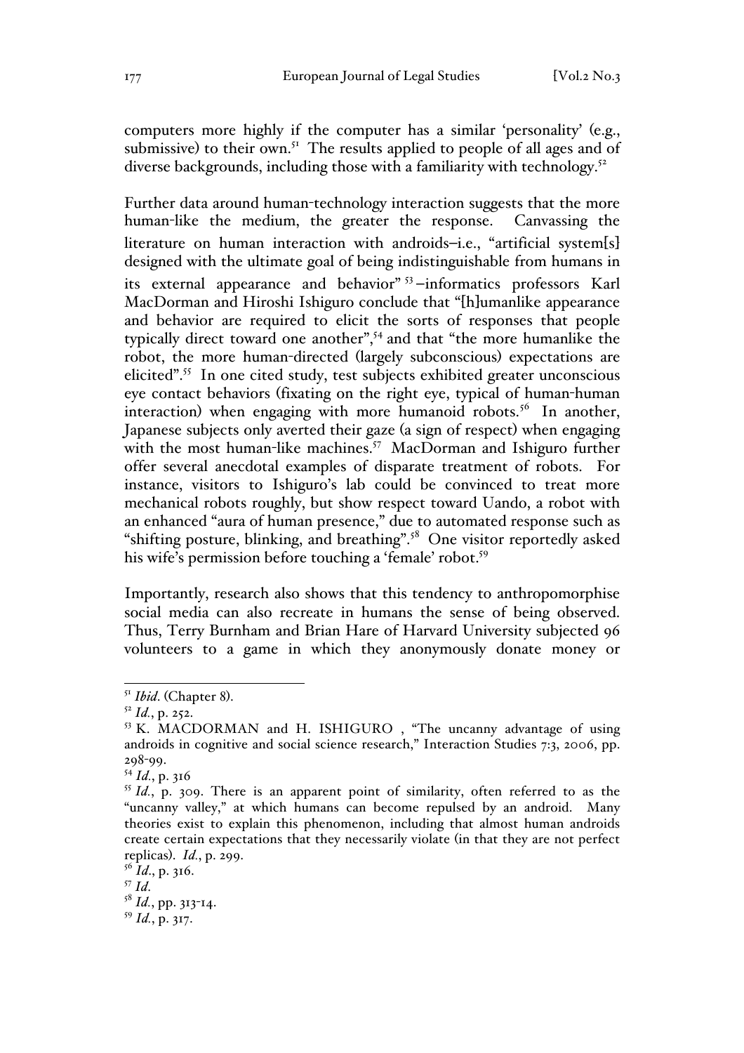computers more highly if the computer has a similar 'personality' (e.g., submissive) to their own.[51] The results applied to people of all ages and of diverse backgrounds, including those with a familiarity with technology.[52]

Further data around human-technology interaction suggests that the more human-like the medium, the greater the response. Canvassing the literature on human interaction with androids–i.e., "artificial system[s] designed with the ultimate goal of being indistinguishable from humans in its external appearance and behavior"[53]–informatics professors Karl MacDorman and Hiroshi Ishiguro conclude that "[h]umanlike appearance and behavior are required to elicit the sorts of responses that people typically direct toward one another",[54] and that "the more humanlike the robot, the more human-directed (largely subconscious) expectations are elicited".[55] In one cited study, test subjects exhibited greater unconscious eye contact behaviors (fixating on the right eye, typical of human-human interaction) when engaging with more humanoid robots.[56] In another, Japanese subjects only averted their gaze (a sign of respect) when engaging with the most human-like machines.[57] MacDorman and Ishiguro further offer several anecdotal examples of disparate treatment of robots. For instance, visitors to Ishiguro's lab could be convinced to treat more mechanical robots roughly, but show respect toward Uando, a robot with an enhanced "aura of human presence," due to automated response such as "shifting posture, blinking, and breathing".[58] One visitor reportedly asked his wife's permission before touching a 'female' robot.[59]

Importantly, research also shows that this tendency to anthropomorphise social media can also recreate in humans the sense of being observed. Thus, Terry Burnham and Brian Hare of Harvard University subjected 96 volunteers to a game in which they anonymously donate money or

---

[51] *Ibid.* (Chapter 8).

[52] *Id.*, p. 252.

[53] K. MACDORMAN and H. ISHIGURO , "The uncanny advantage of using androids in cognitive and social science research," Interaction Studies 7:3, 2006, pp. 298-99.

[54] *Id.*, p. 316

[55] *Id.*, p. 309. There is an apparent point of similarity, often referred to as the "uncanny valley," at which humans can become repulsed by an android. Many theories exist to explain this phenomenon, including that almost human androids create certain expectations that they necessarily violate (in that they are not perfect replicas). *Id.*, p. 299.

[56] *Id.*, p. 316.

[57] *Id.*

[58] *Id.*, pp. 313-14.

[59] *Id.*, p. 317.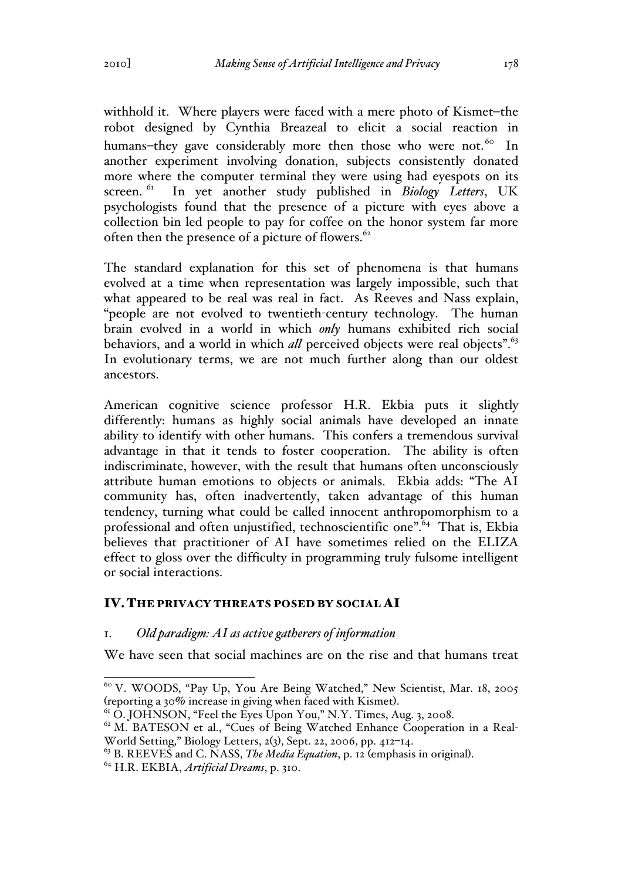withhold it. Where players were faced with a mere photo of Kismet–the robot designed by Cynthia Breazeal to elicit a social reaction in humans–they gave considerably more then those who were not.[60] In another experiment involving donation, subjects consistently donated more where the computer terminal they were using had eyespots on its screen.[61] In yet another study published in *Biology Letters*, UK psychologists found that the presence of a picture with eyes above a collection bin led people to pay for coffee on the honor system far more often then the presence of a picture of flowers.[62]

The standard explanation for this set of phenomena is that humans evolved at a time when representation was largely impossible, such that what appeared to be real was real in fact. As Reeves and Nass explain, "people are not evolved to twentieth-century technology. The human brain evolved in a world in which *only* humans exhibited rich social behaviors, and a world in which *all* perceived objects were real objects".[63] In evolutionary terms, we are not much further along than our oldest ancestors.

American cognitive science professor H.R. Ekbia puts it slightly differently: humans as highly social animals have developed an innate ability to identify with other humans. This confers a tremendous survival advantage in that it tends to foster cooperation. The ability is often indiscriminate, however, with the result that humans often unconsciously attribute human emotions to objects or animals. Ekbia adds: "The AI community has, often inadvertently, taken advantage of this human tendency, turning what could be called innocent anthropomorphism to a professional and often unjustified, technoscientific one".[64] That is, Ekbia believes that practitioner of AI have sometimes relied on the ELIZA effect to gloss over the difficulty in programming truly fulsome intelligent or social interactions.

## IV. The privacy threats posed by social AI

### 1. *Old paradigm: AI as active gatherers of information*

We have seen that social machines are on the rise and that humans treat

---

[60] V. WOODS, "Pay Up, You Are Being Watched," New Scientist, Mar. 18, 2005 (reporting a 30% increase in giving when faced with Kismet).

[61] O. JOHNSON, "Feel the Eyes Upon You," N.Y. Times, Aug. 3, 2008.

[62] M. BATESON et al., "Cues of Being Watched Enhance Cooperation in a Real-World Setting," Biology Letters, 2(3), Sept. 22, 2006, pp. 412–14.

[63] B. REEVES and C. NASS, *The Media Equation*, p. 12 (emphasis in original).

[64] H.R. EKBIA, *Artificial Dreams*, p. 310.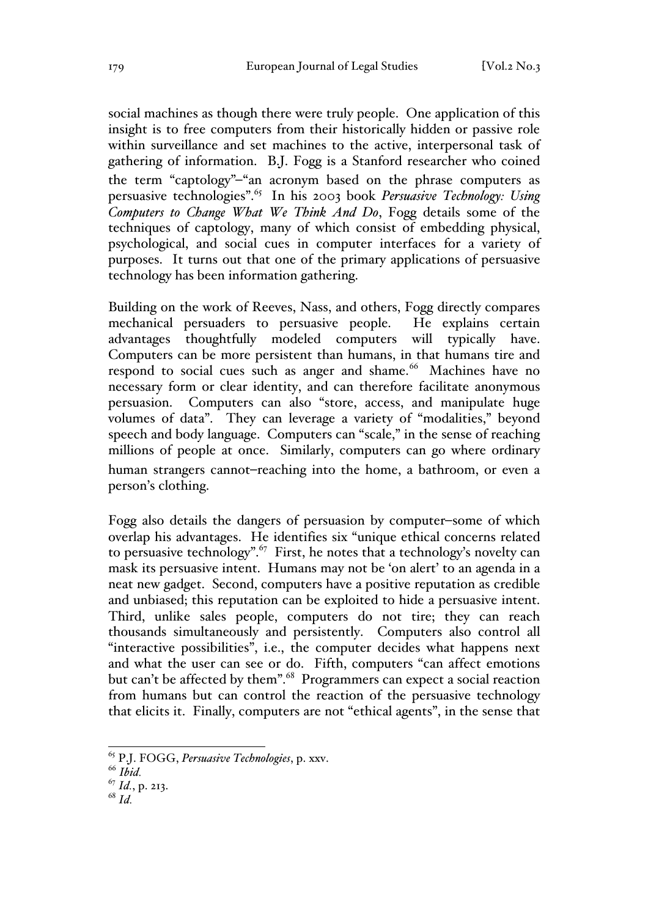social machines as though there were truly people. One application of this insight is to free computers from their historically hidden or passive role within surveillance and set machines to the active, interpersonal task of gathering of information. B.J. Fogg is a Stanford researcher who coined the term "captology"–"an acronym based on the phrase computers as persuasive technologies".[65] In his 2003 book *Persuasive Technology: Using Computers to Change What We Think And Do*, Fogg details some of the techniques of captology, many of which consist of embedding physical, psychological, and social cues in computer interfaces for a variety of purposes. It turns out that one of the primary applications of persuasive technology has been information gathering.

Building on the work of Reeves, Nass, and others, Fogg directly compares mechanical persuaders to persuasive people. He explains certain advantages thoughtfully modeled computers will typically have. Computers can be more persistent than humans, in that humans tire and respond to social cues such as anger and shame.[66] Machines have no necessary form or clear identity, and can therefore facilitate anonymous persuasion. Computers can also "store, access, and manipulate huge volumes of data". They can leverage a variety of "modalities," beyond speech and body language. Computers can "scale," in the sense of reaching millions of people at once. Similarly, computers can go where ordinary human strangers cannot–reaching into the home, a bathroom, or even a person's clothing.

Fogg also details the dangers of persuasion by computer–some of which overlap his advantages. He identifies six "unique ethical concerns related to persuasive technology".[67] First, he notes that a technology's novelty can mask its persuasive intent. Humans may not be 'on alert' to an agenda in a neat new gadget. Second, computers have a positive reputation as credible and unbiased; this reputation can be exploited to hide a persuasive intent. Third, unlike sales people, computers do not tire; they can reach thousands simultaneously and persistently. Computers also control all "interactive possibilities", i.e., the computer decides what happens next and what the user can see or do. Fifth, computers "can affect emotions but can't be affected by them".[68] Programmers can expect a social reaction from humans but can control the reaction of the persuasive technology that elicits it. Finally, computers are not "ethical agents", in the sense that

---

[65] P.J. FOGG, *Persuasive Technologies*, p. xxv.

[66] *Ibid.*

[67] *Id.*, p. 213.

[68] *Id.*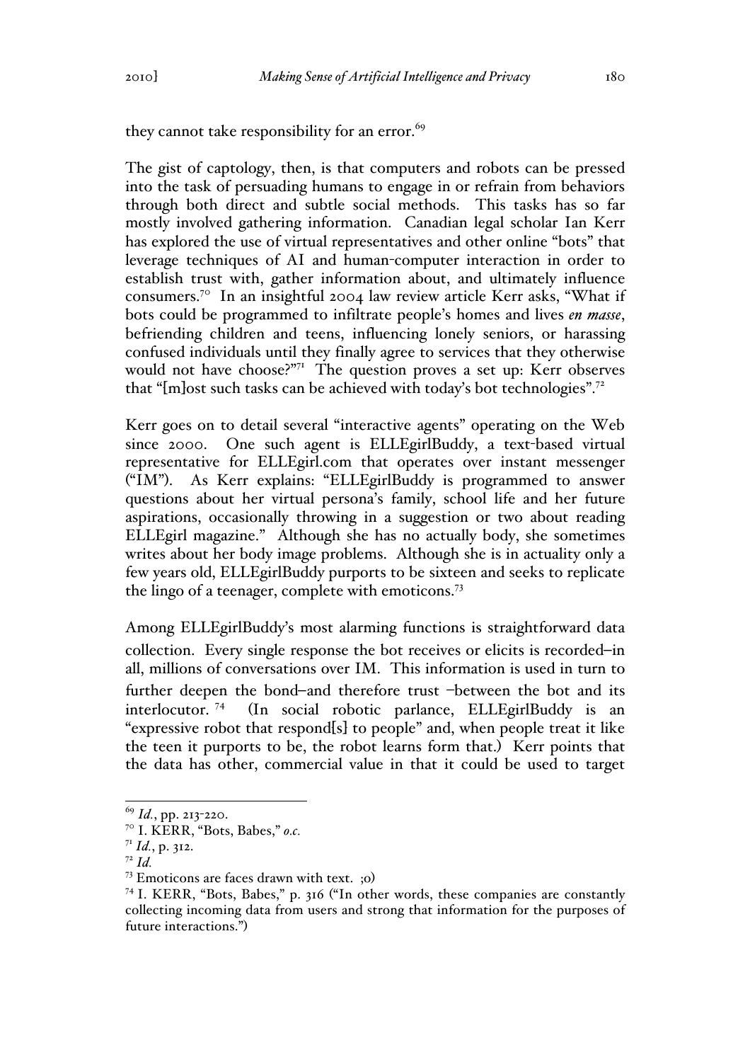they cannot take responsibility for an error.[69]

The gist of captology, then, is that computers and robots can be pressed into the task of persuading humans to engage in or refrain from behaviors through both direct and subtle social methods. This tasks has so far mostly involved gathering information. Canadian legal scholar Ian Kerr has explored the use of virtual representatives and other online "bots" that leverage techniques of AI and human-computer interaction in order to establish trust with, gather information about, and ultimately influence consumers.[70] In an insightful 2004 law review article Kerr asks, "What if bots could be programmed to infiltrate people's homes and lives *en masse*, befriending children and teens, influencing lonely seniors, or harassing confused individuals until they finally agree to services that they otherwise would not have choose?"[71] The question proves a set up: Kerr observes that "[m]ost such tasks can be achieved with today's bot technologies".[72]

Kerr goes on to detail several "interactive agents" operating on the Web since 2000. One such agent is ELLEgirlBuddy, a text-based virtual representative for ELLEgirl.com that operates over instant messenger ("IM"). As Kerr explains: "ELLEgirlBuddy is programmed to answer questions about her virtual persona's family, school life and her future aspirations, occasionally throwing in a suggestion or two about reading ELLEgirl magazine." Although she has no actually body, she sometimes writes about her body image problems. Although she is in actuality only a few years old, ELLEgirlBuddy purports to be sixteen and seeks to replicate the lingo of a teenager, complete with emoticons.[73]

Among ELLEgirlBuddy's most alarming functions is straightforward data collection. Every single response the bot receives or elicits is recorded–in all, millions of conversations over IM. This information is used in turn to further deepen the bond–and therefore trust –between the bot and its interlocutor.[74] (In social robotic parlance, ELLEgirlBuddy is an "expressive robot that respond[s] to people" and, when people treat it like the teen it purports to be, the robot learns form that.) Kerr points that the data has other, commercial value in that it could be used to target

---

[69] *Id.*, pp. 213-220.

[70] I. KERR, "Bots, Babes," *o.c.*

[71] *Id.*, p. 312.

[72] *Id.*

[73] Emoticons are faces drawn with text. ;o)

[74] I. KERR, "Bots, Babes," p. 316 ("In other words, these companies are constantly collecting incoming data from users and strong that information for the purposes of future interactions.")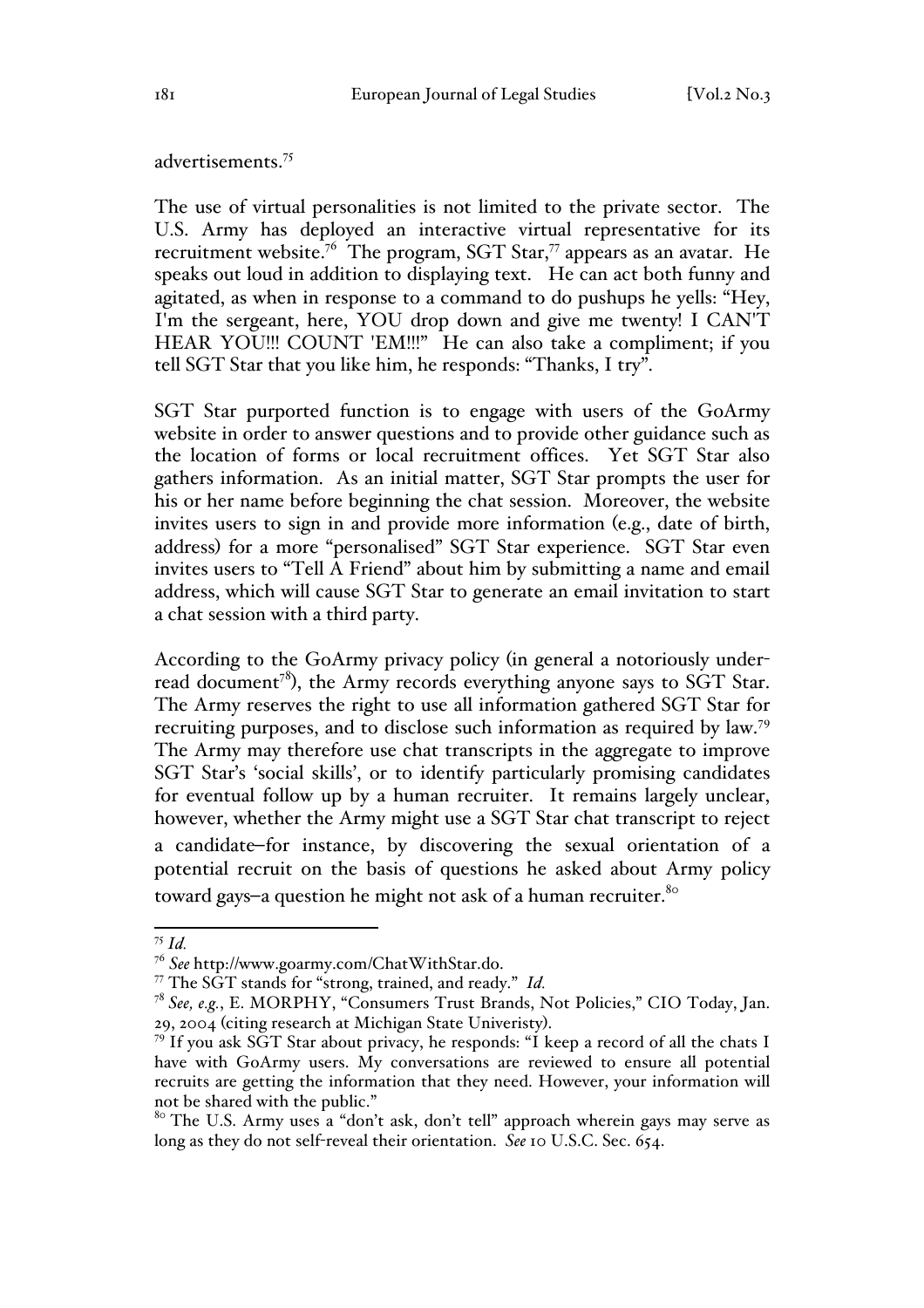advertisements.[75]

The use of virtual personalities is not limited to the private sector. The U.S. Army has deployed an interactive virtual representative for its recruitment website.[76] The program, SGT Star,[77] appears as an avatar. He speaks out loud in addition to displaying text. He can act both funny and agitated, as when in response to a command to do pushups he yells: "Hey, I'm the sergeant, here, YOU drop down and give me twenty! I CAN'T HEAR YOU!!! COUNT 'EM!!!" He can also take a compliment; if you tell SGT Star that you like him, he responds: "Thanks, I try".

SGT Star purported function is to engage with users of the GoArmy website in order to answer questions and to provide other guidance such as the location of forms or local recruitment offices. Yet SGT Star also gathers information. As an initial matter, SGT Star prompts the user for his or her name before beginning the chat session. Moreover, the website invites users to sign in and provide more information (e.g., date of birth, address) for a more "personalised" SGT Star experience. SGT Star even invites users to "Tell A Friend" about him by submitting a name and email address, which will cause SGT Star to generate an email invitation to start a chat session with a third party.

According to the GoArmy privacy policy (in general a notoriously under-read document[78]), the Army records everything anyone says to SGT Star. The Army reserves the right to use all information gathered SGT Star for recruiting purposes, and to disclose such information as required by law.[79] The Army may therefore use chat transcripts in the aggregate to improve SGT Star's 'social skills', or to identify particularly promising candidates for eventual follow up by a human recruiter. It remains largely unclear, however, whether the Army might use a SGT Star chat transcript to reject a candidate—for instance, by discovering the sexual orientation of a potential recruit on the basis of questions he asked about Army policy toward gays—a question he might not ask of a human recruiter.[80]

---

[75] *Id.*

[76] *See* http://www.goarmy.com/ChatWithStar.do.

[77] The SGT stands for "strong, trained, and ready." *Id.*

[78] *See, e.g.*, E. MORPHY, "Consumers Trust Brands, Not Policies," CIO Today, Jan. 29, 2004 (citing research at Michigan State Univeristy).

[79] If you ask SGT Star about privacy, he responds: "I keep a record of all the chats I have with GoArmy users. My conversations are reviewed to ensure all potential recruits are getting the information that they need. However, your information will not be shared with the public."

[80] The U.S. Army uses a "don't ask, don't tell" approach wherein gays may serve as long as they do not self-reveal their orientation. *See* 10 U.S.C. Sec. 654.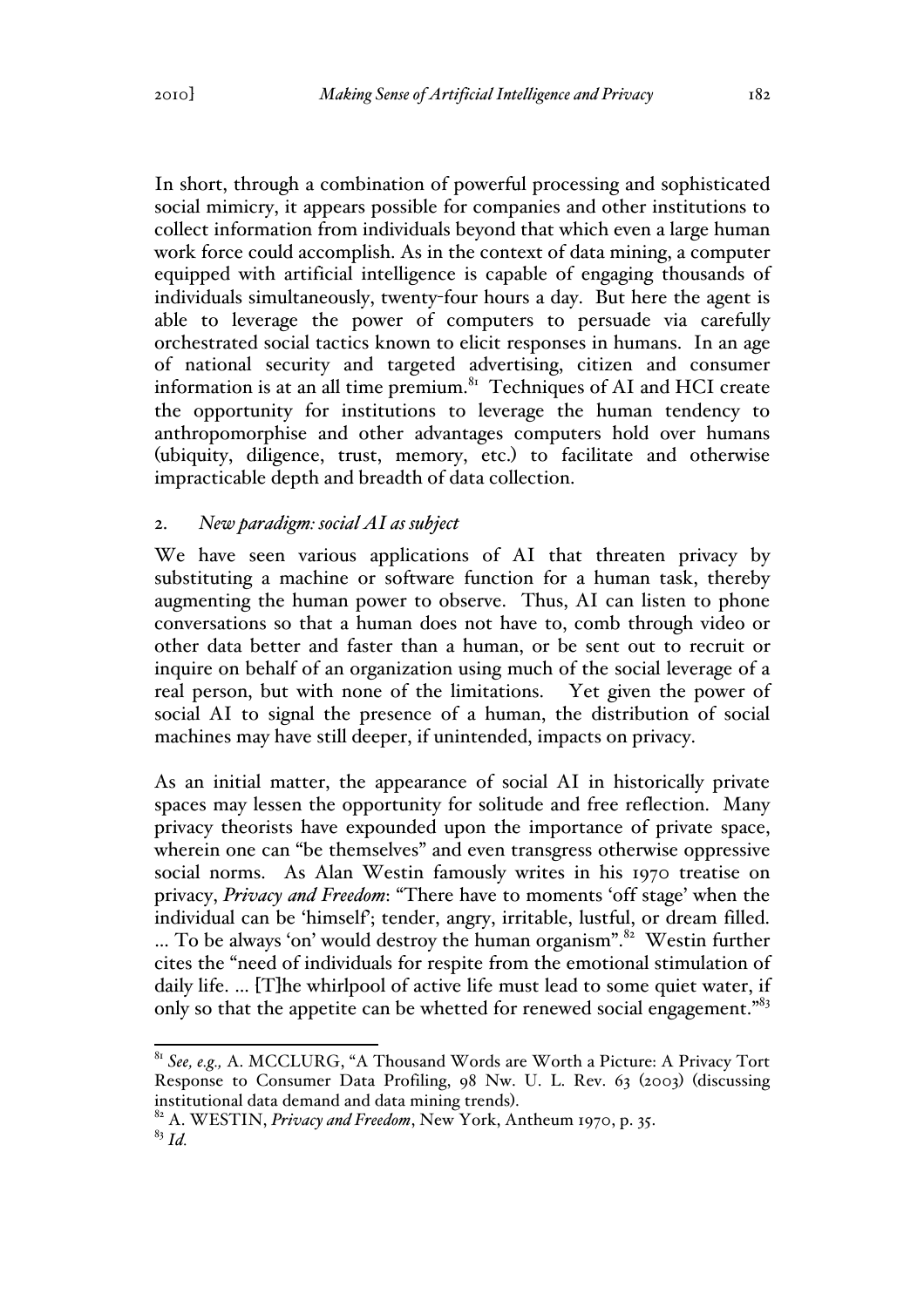In short, through a combination of powerful processing and sophisticated social mimicry, it appears possible for companies and other institutions to collect information from individuals beyond that which even a large human work force could accomplish. As in the context of data mining, a computer equipped with artificial intelligence is capable of engaging thousands of individuals simultaneously, twenty-four hours a day. But here the agent is able to leverage the power of computers to persuade via carefully orchestrated social tactics known to elicit responses in humans. In an age of national security and targeted advertising, citizen and consumer information is at an all time premium.[81] Techniques of AI and HCI create the opportunity for institutions to leverage the human tendency to anthropomorphise and other advantages computers hold over humans (ubiquity, diligence, trust, memory, etc.) to facilitate and otherwise impracticable depth and breadth of data collection.

### 2. *New paradigm: social AI as subject*

We have seen various applications of AI that threaten privacy by substituting a machine or software function for a human task, thereby augmenting the human power to observe. Thus, AI can listen to phone conversations so that a human does not have to, comb through video or other data better and faster than a human, or be sent out to recruit or inquire on behalf of an organization using much of the social leverage of a real person, but with none of the limitations. Yet given the power of social AI to signal the presence of a human, the distribution of social machines may have still deeper, if unintended, impacts on privacy.

As an initial matter, the appearance of social AI in historically private spaces may lessen the opportunity for solitude and free reflection. Many privacy theorists have expounded upon the importance of private space, wherein one can "be themselves" and even transgress otherwise oppressive social norms. As Alan Westin famously writes in his 1970 treatise on privacy, *Privacy and Freedom*: "There have to moments 'off stage' when the individual can be 'himself'; tender, angry, irritable, lustful, or dream filled. ... To be always 'on' would destroy the human organism".[82] Westin further cites the "need of individuals for respite from the emotional stimulation of daily life. ... [T]he whirlpool of active life must lead to some quiet water, if only so that the appetite can be whetted for renewed social engagement."[83]

---

[81] *See, e.g.,* A. MCCLURG, "A Thousand Words are Worth a Picture: A Privacy Tort Response to Consumer Data Profiling, 98 Nw. U. L. Rev. 63 (2003) (discussing institutional data demand and data mining trends).

[82] A. WESTIN, *Privacy and Freedom*, New York, Antheum 1970, p. 35.

[83] *Id.*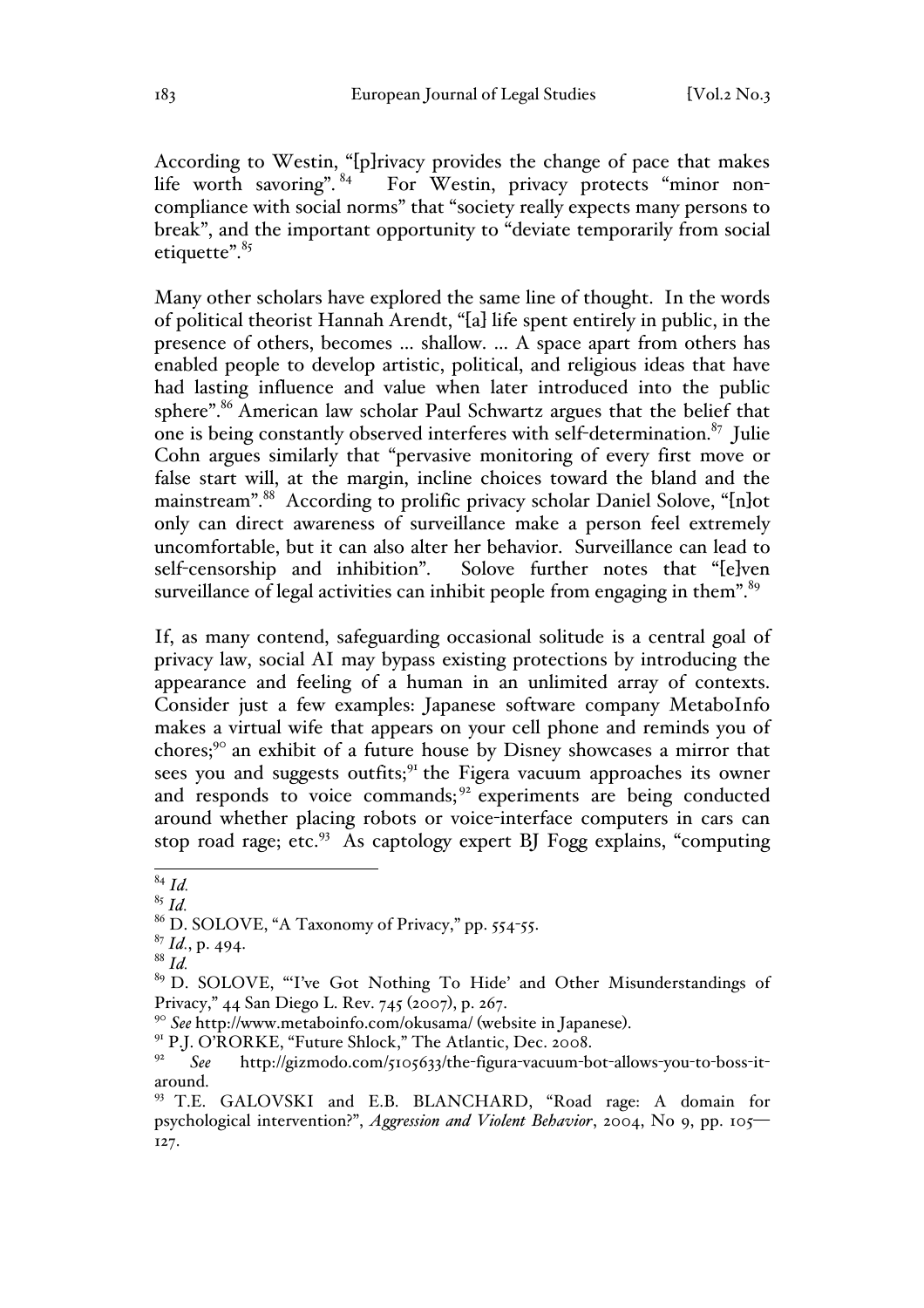According to Westin, "[p]rivacy provides the change of pace that makes life worth savoring".[84] For Westin, privacy protects "minor non-compliance with social norms" that "society really expects many persons to break", and the important opportunity to "deviate temporarily from social etiquette".[85]

Many other scholars have explored the same line of thought. In the words of political theorist Hannah Arendt, "[a] life spent entirely in public, in the presence of others, becomes ... shallow. ... A space apart from others has enabled people to develop artistic, political, and religious ideas that have had lasting influence and value when later introduced into the public sphere".[86] American law scholar Paul Schwartz argues that the belief that one is being constantly observed interferes with self-determination.[87] Julie Cohn argues similarly that "pervasive monitoring of every first move or false start will, at the margin, incline choices toward the bland and the mainstream".[88] According to prolific privacy scholar Daniel Solove, "[n]ot only can direct awareness of surveillance make a person feel extremely uncomfortable, but it can also alter her behavior. Surveillance can lead to self-censorship and inhibition". Solove further notes that "[e]ven surveillance of legal activities can inhibit people from engaging in them".[89]

If, as many contend, safeguarding occasional solitude is a central goal of privacy law, social AI may bypass existing protections by introducing the appearance and feeling of a human in an unlimited array of contexts. Consider just a few examples: Japanese software company MetaboInfo makes a virtual wife that appears on your cell phone and reminds you of chores;[90] an exhibit of a future house by Disney showcases a mirror that sees you and suggests outfits;[91] the Figera vacuum approaches its owner and responds to voice commands;[92] experiments are being conducted around whether placing robots or voice-interface computers in cars can stop road rage; etc.[93] As captology expert BJ Fogg explains, "computing

---

[84] *Id.*

[85] *Id.*

[86] D. SOLOVE, "A Taxonomy of Privacy," pp. 554-55.

[87] *Id.*, p. 494.

[88] *Id.*

[89] D. SOLOVE, "'I've Got Nothing To Hide' and Other Misunderstandings of Privacy," 44 San Diego L. Rev. 745 (2007), p. 267.

[90] *See* http://www.metaboinfo.com/okusama/ (website in Japanese).

[91] P.J. O'RORKE, "Future Shlock," The Atlantic, Dec. 2008.

[92] *See* http://gizmodo.com/5105633/the-figura-vacuum-bot-allows-you-to-boss-it-around.

[93] T.E. GALOVSKI and E.B. BLANCHARD, "Road rage: A domain for psychological intervention?", *Aggression and Violent Behavior*, 2004, No 9, pp. 105—127.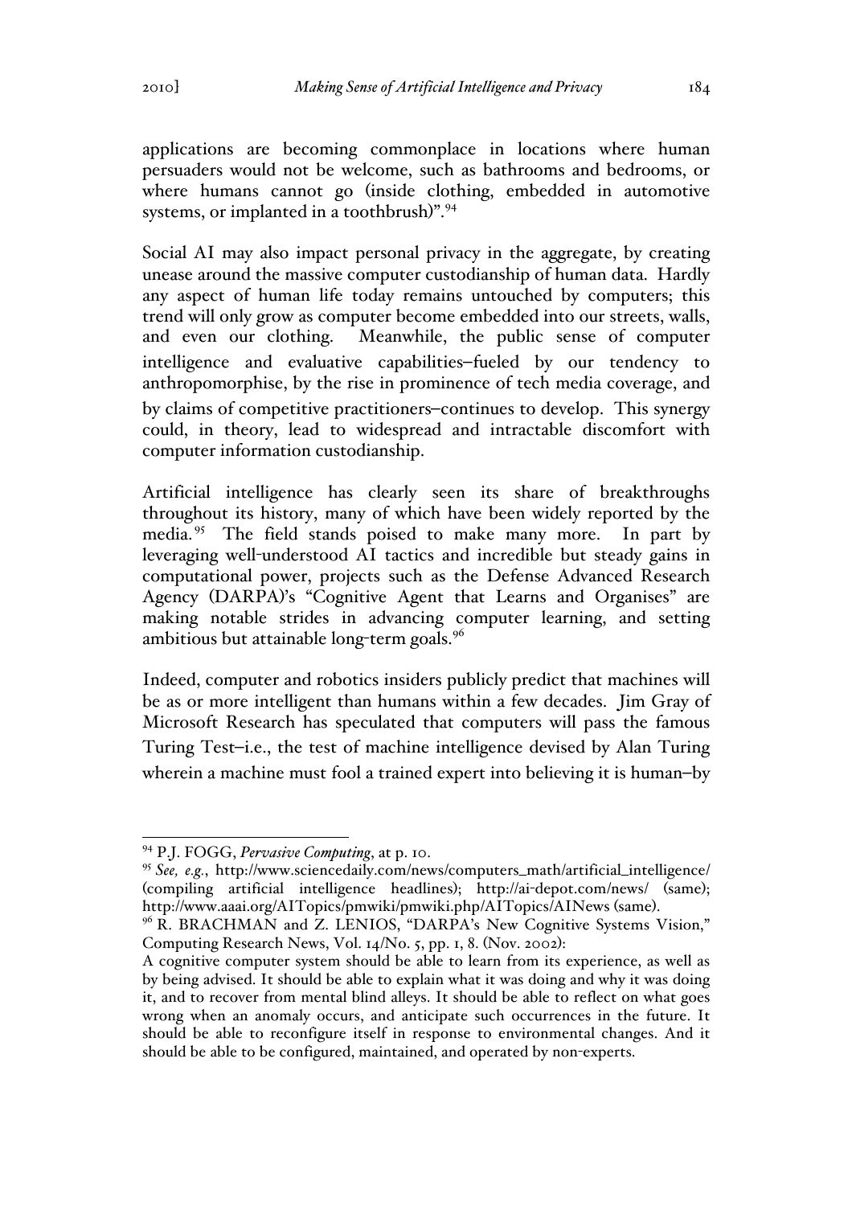applications are becoming commonplace in locations where human persuaders would not be welcome, such as bathrooms and bedrooms, or where humans cannot go (inside clothing, embedded in automotive systems, or implanted in a toothbrush)".[94]

Social AI may also impact personal privacy in the aggregate, by creating unease around the massive computer custodianship of human data. Hardly any aspect of human life today remains untouched by computers; this trend will only grow as computer become embedded into our streets, walls, and even our clothing. Meanwhile, the public sense of computer intelligence and evaluative capabilities—fueled by our tendency to anthropomorphise, by the rise in prominence of tech media coverage, and by claims of competitive practitioners—continues to develop. This synergy could, in theory, lead to widespread and intractable discomfort with computer information custodianship.

Artificial intelligence has clearly seen its share of breakthroughs throughout its history, many of which have been widely reported by the media.[95] The field stands poised to make many more. In part by leveraging well-understood AI tactics and incredible but steady gains in computational power, projects such as the Defense Advanced Research Agency (DARPA)'s "Cognitive Agent that Learns and Organises" are making notable strides in advancing computer learning, and setting ambitious but attainable long-term goals.[96]

Indeed, computer and robotics insiders publicly predict that machines will be as or more intelligent than humans within a few decades. Jim Gray of Microsoft Research has speculated that computers will pass the famous Turing Test—i.e., the test of machine intelligence devised by Alan Turing wherein a machine must fool a trained expert into believing it is human—by

---

[94] P.J. FOGG, *Pervasive Computing*, at p. 10.

[95] *See, e.g.*, http://www.sciencedaily.com/news/computers_math/artificial_intelligence/ (compiling artificial intelligence headlines); http://ai-depot.com/news/ (same); http://www.aaai.org/AITopics/pmwiki/pmwiki.php/AITopics/AINews (same).

[96] R. BRACHMAN and Z. LENIOS, "DARPA's New Cognitive Systems Vision," Computing Research News, Vol. 14/No. 5, pp. 1, 8. (Nov. 2002):

A cognitive computer system should be able to learn from its experience, as well as by being advised. It should be able to explain what it was doing and why it was doing it, and to recover from mental blind alleys. It should be able to reflect on what goes wrong when an anomaly occurs, and anticipate such occurrences in the future. It should be able to reconfigure itself in response to environmental changes. And it should be able to be configured, maintained, and operated by non-experts.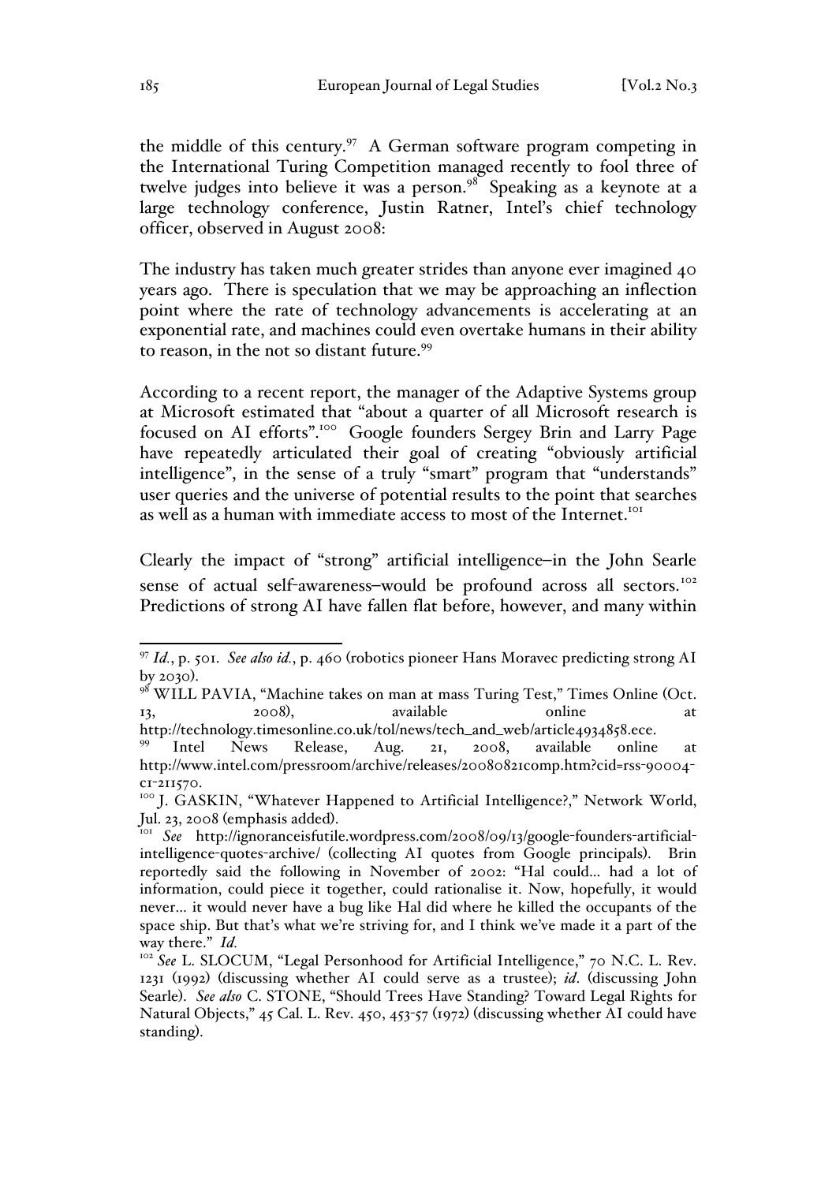the middle of this century.[97] A German software program competing in the International Turing Competition managed recently to fool three of twelve judges into believe it was a person.[98] Speaking as a keynote at a large technology conference, Justin Ratner, Intel's chief technology officer, observed in August 2008:

The industry has taken much greater strides than anyone ever imagined 40 years ago. There is speculation that we may be approaching an inflection point where the rate of technology advancements is accelerating at an exponential rate, and machines could even overtake humans in their ability to reason, in the not so distant future.[99]

According to a recent report, the manager of the Adaptive Systems group at Microsoft estimated that "about a quarter of all Microsoft research is focused on AI efforts".[100] Google founders Sergey Brin and Larry Page have repeatedly articulated their goal of creating "obviously artificial intelligence", in the sense of a truly "smart" program that "understands" user queries and the universe of potential results to the point that searches as well as a human with immediate access to most of the Internet.[101]

Clearly the impact of "strong" artificial intelligence–in the John Searle sense of actual self-awareness–would be profound across all sectors.[102] Predictions of strong AI have fallen flat before, however, and many within

---

[97] *Id.*, p. 501. *See also id.*, p. 460 (robotics pioneer Hans Moravec predicting strong AI by 2030).

[98] WILL PAVIA, "Machine takes on man at mass Turing Test," Times Online (Oct. 13, 2008), available online at http://technology.timesonline.co.uk/tol/news/tech_and_web/article4934858.ece.

[99] Intel News Release, Aug. 21, 2008, available online at http://www.intel.com/pressroom/archive/releases/20080821comp.htm?cid=rss-90004-c1-211570.

[100] J. GASKIN, "Whatever Happened to Artificial Intelligence?," Network World, Jul. 23, 2008 (emphasis added).

[101] *See* http://ignoranceisfutile.wordpress.com/2008/09/13/google-founders-artificial-intelligence-quotes-archive/ (collecting AI quotes from Google principals). Brin reportedly said the following in November of 2002: "Hal could… had a lot of information, could piece it together, could rationalise it. Now, hopefully, it would never… it would never have a bug like Hal did where he killed the occupants of the space ship. But that's what we're striving for, and I think we've made it a part of the way there." *Id.*

[102] *See* L. SLOCUM, "Legal Personhood for Artificial Intelligence," 70 N.C. L. Rev. 1231 (1992) (discussing whether AI could serve as a trustee); *id*. (discussing John Searle). *See also* C. STONE, "Should Trees Have Standing? Toward Legal Rights for Natural Objects," 45 Cal. L. Rev. 450, 453-57 (1972) (discussing whether AI could have standing).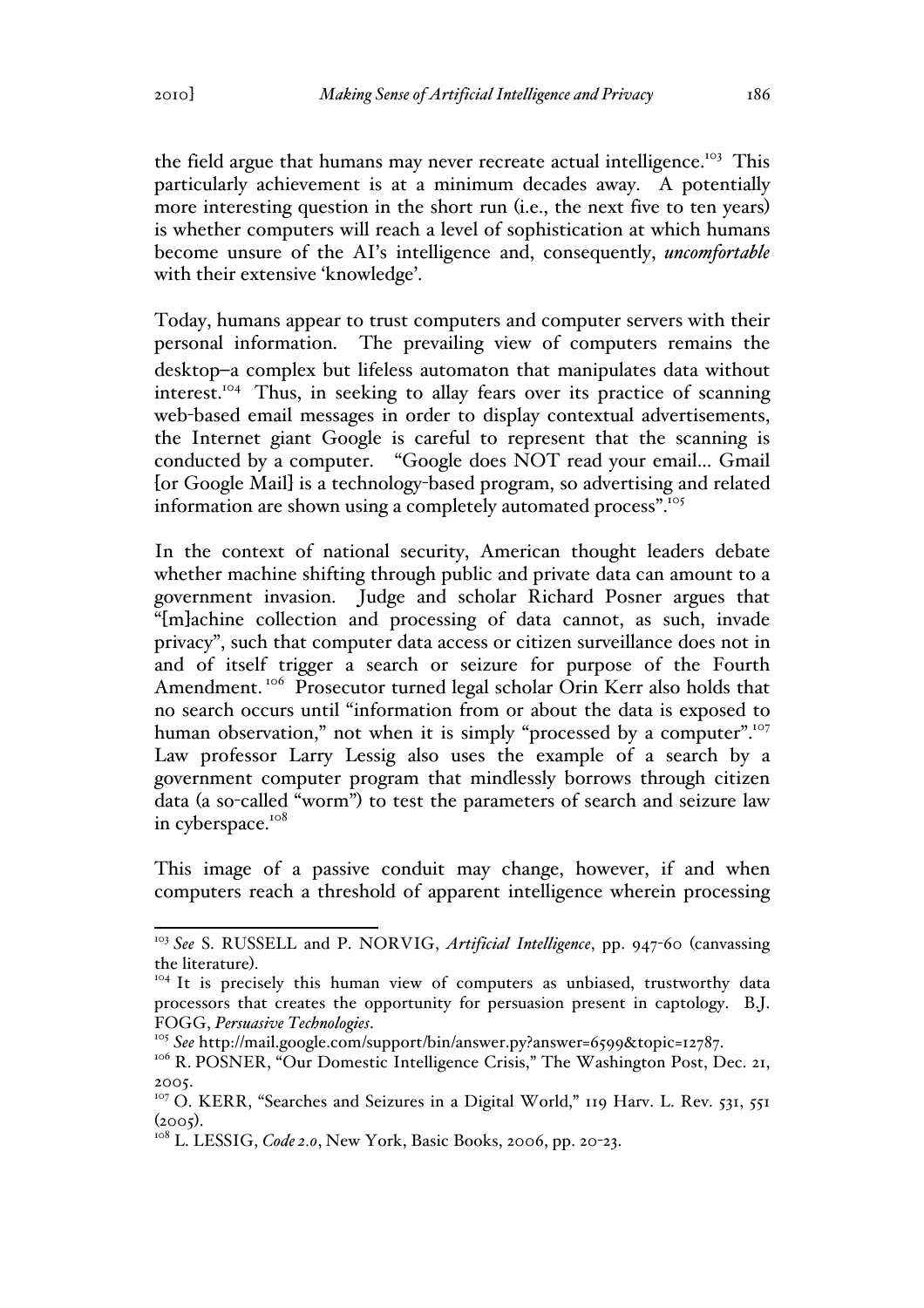the field argue that humans may never recreate actual intelligence.[103] This particularly achievement is at a minimum decades away. A potentially more interesting question in the short run (i.e., the next five to ten years) is whether computers will reach a level of sophistication at which humans become unsure of the AI's intelligence and, consequently, ***uncomfortable*** with their extensive 'knowledge'.

Today, humans appear to trust computers and computer servers with their personal information. The prevailing view of computers remains the desktop–a complex but lifeless automaton that manipulates data without interest.[104] Thus, in seeking to allay fears over its practice of scanning web-based email messages in order to display contextual advertisements, the Internet giant Google is careful to represent that the scanning is conducted by a computer. "Google does NOT read your email... Gmail [or Google Mail] is a technology-based program, so advertising and related information are shown using a completely automated process".[105]

In the context of national security, American thought leaders debate whether machine shifting through public and private data can amount to a government invasion. Judge and scholar Richard Posner argues that "[m]achine collection and processing of data cannot, as such, invade privacy", such that computer data access or citizen surveillance does not in and of itself trigger a search or seizure for purpose of the Fourth Amendment.[106] Prosecutor turned legal scholar Orin Kerr also holds that no search occurs until "information from or about the data is exposed to human observation," not when it is simply "processed by a computer".[107] Law professor Larry Lessig also uses the example of a search by a government computer program that mindlessly borrows through citizen data (a so-called "worm") to test the parameters of search and seizure law in cyberspace.[108]

This image of a passive conduit may change, however, if and when computers reach a threshold of apparent intelligence wherein processing

---

[103] *See* S. RUSSELL and P. NORVIG, *Artificial Intelligence*, pp. 947-60 (canvassing the literature).

[104] It is precisely this human view of computers as unbiased, trustworthy data processors that creates the opportunity for persuasion present in captology. B.J. FOGG, *Persuasive Technologies*.

[105] *See* http://mail.google.com/support/bin/answer.py?answer=6599&topic=12787.

[106] R. POSNER, "Our Domestic Intelligence Crisis," The Washington Post, Dec. 21, 2005.

[107] O. KERR, "Searches and Seizures in a Digital World," 119 Harv. L. Rev. 531, 551 (2005).

[108] L. LESSIG, *Code 2.0*, New York, Basic Books, 2006, pp. 20-23.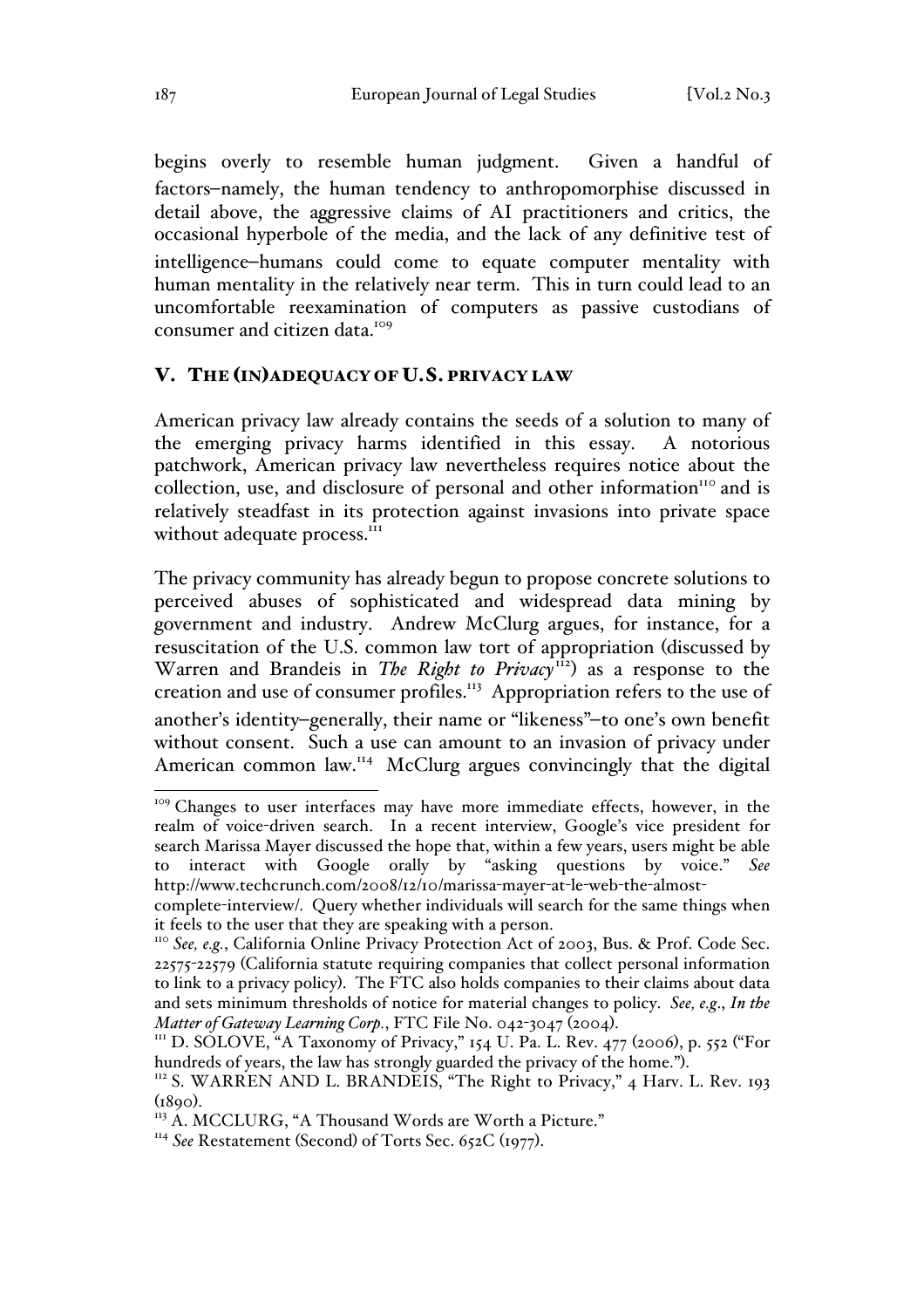begins overly to resemble human judgment. Given a handful of factors–namely, the human tendency to anthropomorphise discussed in detail above, the aggressive claims of AI practitioners and critics, the occasional hyperbole of the media, and the lack of any definitive test of intelligence–humans could come to equate computer mentality with human mentality in the relatively near term. This in turn could lead to an uncomfortable reexamination of computers as passive custodians of consumer and citizen data.[109]

## V. THE (IN)ADEQUACY OF U.S. PRIVACY LAW

American privacy law already contains the seeds of a solution to many of the emerging privacy harms identified in this essay. A notorious patchwork, American privacy law nevertheless requires notice about the collection, use, and disclosure of personal and other information[110] and is relatively steadfast in its protection against invasions into private space without adequate process.[111]

The privacy community has already begun to propose concrete solutions to perceived abuses of sophisticated and widespread data mining by government and industry. Andrew McClurg argues, for instance, for a resuscitation of the U.S. common law tort of appropriation (discussed by Warren and Brandeis in *The Right to Privacy*[112]) as a response to the creation and use of consumer profiles.[113] Appropriation refers to the use of another's identity–generally, their name or "likeness"–to one's own benefit without consent. Such a use can amount to an invasion of privacy under American common law.[114] McClurg argues convincingly that the digital

---

[109] Changes to user interfaces may have more immediate effects, however, in the realm of voice-driven search. In a recent interview, Google's vice president for search Marissa Mayer discussed the hope that, within a few years, users might be able to interact with Google orally by "asking questions by voice." *See* http://www.techcrunch.com/2008/12/10/marissa-mayer-at-le-web-the-almost-complete-interview/. Query whether individuals will search for the same things when it feels to the user that they are speaking with a person.

[110] *See, e.g.*, California Online Privacy Protection Act of 2003, Bus. & Prof. Code Sec. 22575-22579 (California statute requiring companies that collect personal information to link to a privacy policy). The FTC also holds companies to their claims about data and sets minimum thresholds of notice for material changes to policy. *See, e.g.*, *In the Matter of Gateway Learning Corp.*, FTC File No. 042-3047 (2004).

[111] D. SOLOVE, "A Taxonomy of Privacy," 154 U. Pa. L. Rev. 477 (2006), p. 552 ("For hundreds of years, the law has strongly guarded the privacy of the home.").

[112] S. WARREN AND L. BRANDEIS, "The Right to Privacy," 4 Harv. L. Rev. 193 (1890).

[113] A. MCCLURG, "A Thousand Words are Worth a Picture."

[114] *See* Restatement (Second) of Torts Sec. 652C (1977).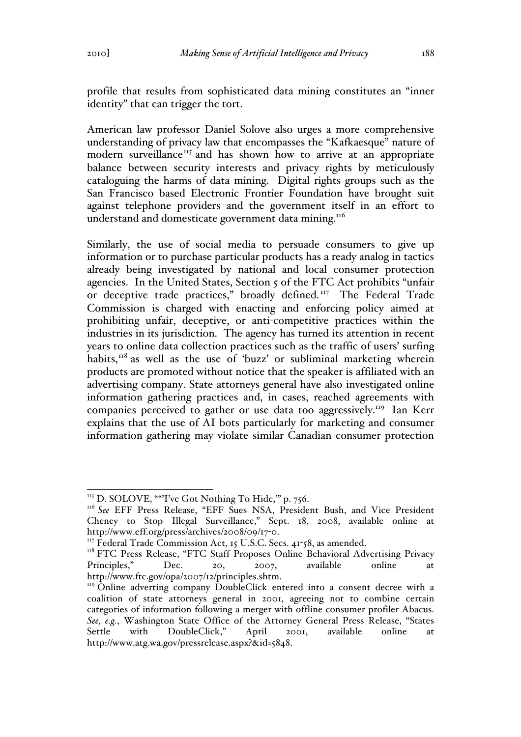profile that results from sophisticated data mining constitutes an "inner identity" that can trigger the tort.

American law professor Daniel Solove also urges a more comprehensive understanding of privacy law that encompasses the "Kafkaesque" nature of modern surveillance[115] and has shown how to arrive at an appropriate balance between security interests and privacy rights by meticulously cataloguing the harms of data mining. Digital rights groups such as the San Francisco based Electronic Frontier Foundation have brought suit against telephone providers and the government itself in an effort to understand and domesticate government data mining.[116]

Similarly, the use of social media to persuade consumers to give up information or to purchase particular products has a ready analog in tactics already being investigated by national and local consumer protection agencies. In the United States, Section 5 of the FTC Act prohibits "unfair or deceptive trade practices," broadly defined.[117] The Federal Trade Commission is charged with enacting and enforcing policy aimed at prohibiting unfair, deceptive, or anti-competitive practices within the industries in its jurisdiction. The agency has turned its attention in recent years to online data collection practices such as the traffic of users' surfing habits,[118] as well as the use of 'buzz' or subliminal marketing wherein products are promoted without notice that the speaker is affiliated with an advertising company. State attorneys general have also investigated online information gathering practices and, in cases, reached agreements with companies perceived to gather or use data too aggressively.[119] Ian Kerr explains that the use of AI bots particularly for marketing and consumer information gathering may violate similar Canadian consumer protection

---

[115] D. SOLOVE, ""I've Got Nothing To Hide,'" p. 756.

[116] *See* EFF Press Release, "EFF Sues NSA, President Bush, and Vice President Cheney to Stop Illegal Surveillance," Sept. 18, 2008, available online at http://www.eff.org/press/archives/2008/09/17-0.

[117] Federal Trade Commission Act, 15 U.S.C. Secs. 41-58, as amended.

[118] FTC Press Release, "FTC Staff Proposes Online Behavioral Advertising Privacy Principles," Dec. 20, 2007, available online at http://www.ftc.gov/opa/2007/12/principles.shtm.

[119] Online adverting company DoubleClick entered into a consent decree with a coalition of state attorneys general in 2001, agreeing not to combine certain categories of information following a merger with offline consumer profiler Abacus. *See, e.g.*, Washington State Office of the Attorney General Press Release, "States Settle with DoubleClick," April 2001, available online at http://www.atg.wa.gov/pressrelease.aspx?&id=5848.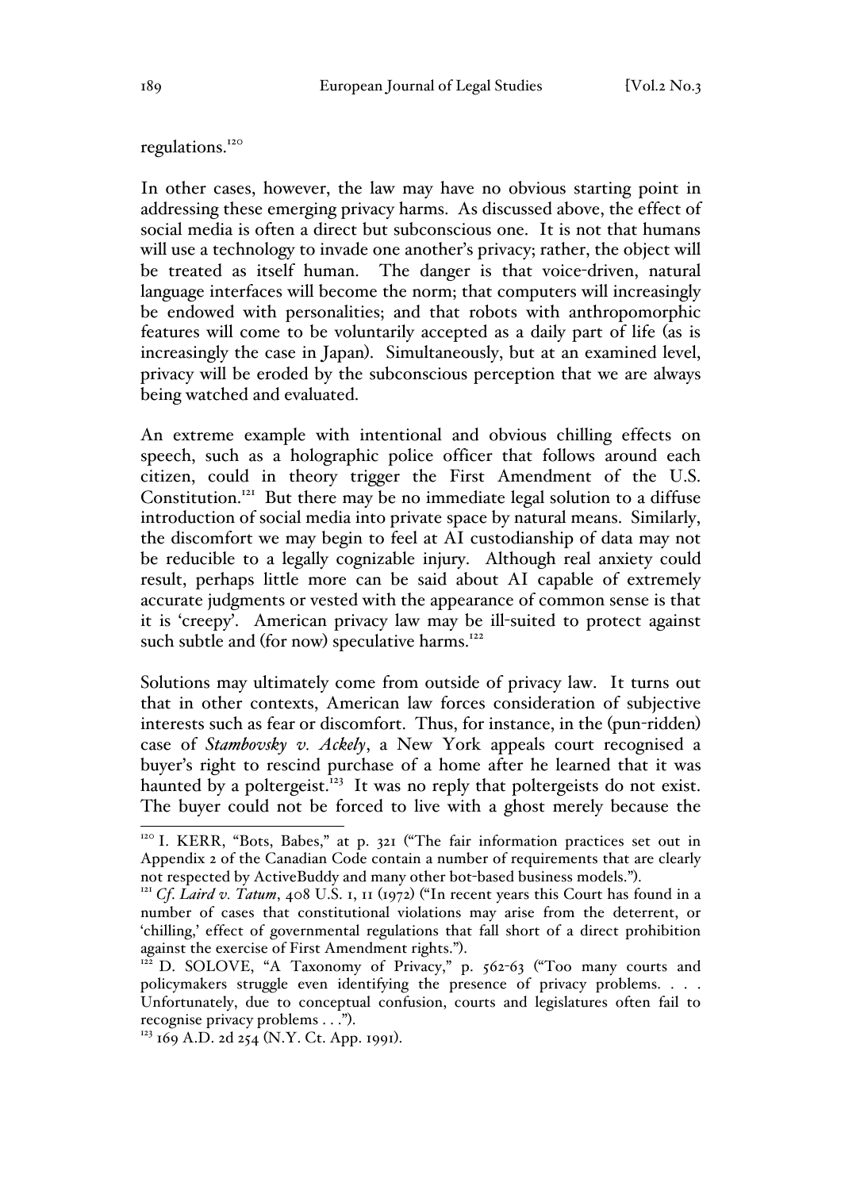regulations.[120]

In other cases, however, the law may have no obvious starting point in addressing these emerging privacy harms. As discussed above, the effect of social media is often a direct but subconscious one. It is not that humans will use a technology to invade one another's privacy; rather, the object will be treated as itself human. The danger is that voice-driven, natural language interfaces will become the norm; that computers will increasingly be endowed with personalities; and that robots with anthropomorphic features will come to be voluntarily accepted as a daily part of life (as is increasingly the case in Japan). Simultaneously, but at an examined level, privacy will be eroded by the subconscious perception that we are always being watched and evaluated.

An extreme example with intentional and obvious chilling effects on speech, such as a holographic police officer that follows around each citizen, could in theory trigger the First Amendment of the U.S. Constitution.[121] But there may be no immediate legal solution to a diffuse introduction of social media into private space by natural means. Similarly, the discomfort we may begin to feel at AI custodianship of data may not be reducible to a legally cognizable injury. Although real anxiety could result, perhaps little more can be said about AI capable of extremely accurate judgments or vested with the appearance of common sense is that it is 'creepy'. American privacy law may be ill-suited to protect against such subtle and (for now) speculative harms.[122]

Solutions may ultimately come from outside of privacy law. It turns out that in other contexts, American law forces consideration of subjective interests such as fear or discomfort. Thus, for instance, in the (pun-ridden) case of *Stambovsky v. Ackely*, a New York appeals court recognised a buyer's right to rescind purchase of a home after he learned that it was haunted by a poltergeist.[123] It was no reply that poltergeists do not exist. The buyer could not be forced to live with a ghost merely because the

---

[120] I. KERR, "Bots, Babes," at p. 321 ("The fair information practices set out in Appendix 2 of the Canadian Code contain a number of requirements that are clearly not respected by ActiveBuddy and many other bot-based business models.").

[121] *Cf. Laird v. Tatum*, 408 U.S. 1, 11 (1972) ("In recent years this Court has found in a number of cases that constitutional violations may arise from the deterrent, or 'chilling,' effect of governmental regulations that fall short of a direct prohibition against the exercise of First Amendment rights.").

[122] D. SOLOVE, "A Taxonomy of Privacy," p. 562-63 ("Too many courts and policymakers struggle even identifying the presence of privacy problems. . . . Unfortunately, due to conceptual confusion, courts and legislatures often fail to recognise privacy problems . . .").

[123] 169 A.D. 2d 254 (N.Y. Ct. App. 1991).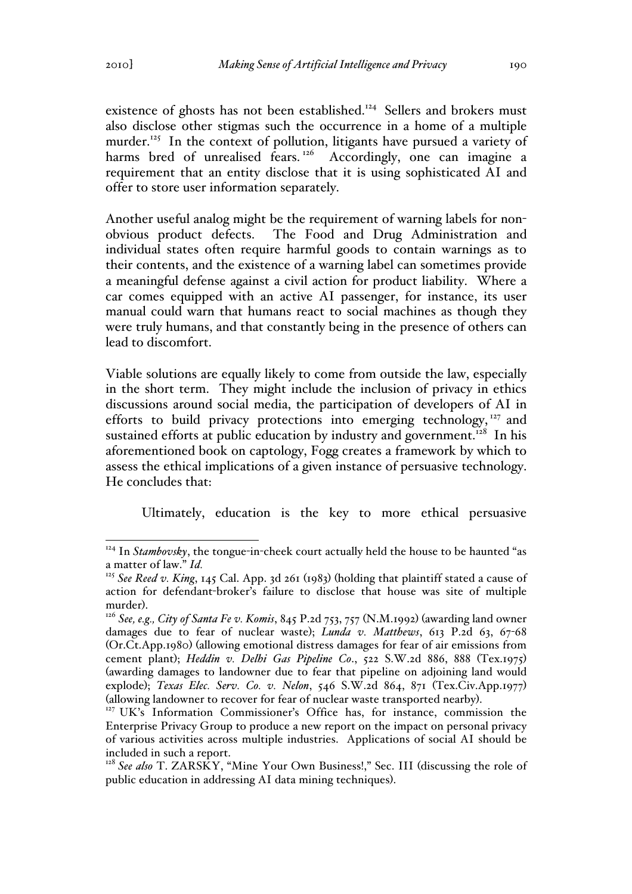existence of ghosts has not been established.[124] Sellers and brokers must also disclose other stigmas such the occurrence in a home of a multiple murder.[125] In the context of pollution, litigants have pursued a variety of harms bred of unrealised fears.[126] Accordingly, one can imagine a requirement that an entity disclose that it is using sophisticated AI and offer to store user information separately.

Another useful analog might be the requirement of warning labels for non-obvious product defects. The Food and Drug Administration and individual states often require harmful goods to contain warnings as to their contents, and the existence of a warning label can sometimes provide a meaningful defense against a civil action for product liability. Where a car comes equipped with an active AI passenger, for instance, its user manual could warn that humans react to social machines as though they were truly humans, and that constantly being in the presence of others can lead to discomfort.

Viable solutions are equally likely to come from outside the law, especially in the short term. They might include the inclusion of privacy in ethics discussions around social media, the participation of developers of AI in efforts to build privacy protections into emerging technology,[127] and sustained efforts at public education by industry and government.[128] In his aforementioned book on captology, Fogg creates a framework by which to assess the ethical implications of a given instance of persuasive technology. He concludes that:

> Ultimately, education is the key to more ethical persuasive

---

[124] In *Stambovsky*, the tongue-in-cheek court actually held the house to be haunted "as a matter of law." *Id.*

[125] *See Reed v. King*, 145 Cal. App. 3d 261 (1983) (holding that plaintiff stated a cause of action for defendant-broker's failure to disclose that house was site of multiple murder).

[126] *See, e.g., City of Santa Fe v. Komis*, 845 P.2d 753, 757 (N.M.1992) (awarding land owner damages due to fear of nuclear waste); *Lunda v. Matthews*, 613 P.2d 63, 67-68 (Or.Ct.App.1980) (allowing emotional distress damages for fear of air emissions from cement plant); *Heddin v. Delhi Gas Pipeline Co*., 522 S.W.2d 886, 888 (Tex.1975) (awarding damages to landowner due to fear that pipeline on adjoining land would explode); *Texas Elec. Serv. Co. v. Nelon*, 546 S.W.2d 864, 871 (Tex.Civ.App.1977) (allowing landowner to recover for fear of nuclear waste transported nearby).

[127] UK's Information Commissioner's Office has, for instance, commission the Enterprise Privacy Group to produce a new report on the impact on personal privacy of various activities across multiple industries. Applications of social AI should be included in such a report.

[128] *See also* T. ZARSKY, "Mine Your Own Business!," Sec. III (discussing the role of public education in addressing AI data mining techniques).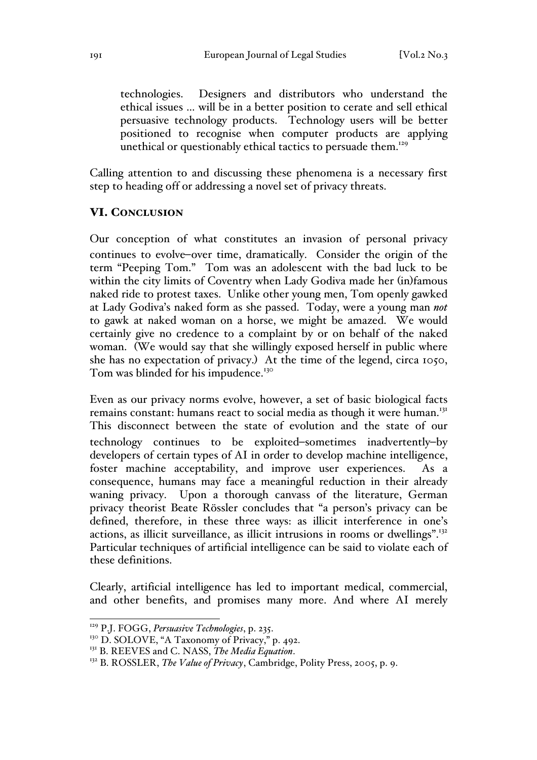> technologies. Designers and distributors who understand the ethical issues … will be in a better position to cerate and sell ethical persuasive technology products. Technology users will be better positioned to recognise when computer products are applying unethical or questionably ethical tactics to persuade them.[129]

Calling attention to and discussing these phenomena is a necessary first step to heading off or addressing a novel set of privacy threats.

## VI. Conclusion

Our conception of what constitutes an invasion of personal privacy continues to evolve–over time, dramatically. Consider the origin of the term "Peeping Tom." Tom was an adolescent with the bad luck to be within the city limits of Coventry when Lady Godiva made her (in)famous naked ride to protest taxes. Unlike other young men, Tom openly gawked at Lady Godiva's naked form as she passed. Today, were a young man *not* to gawk at naked woman on a horse, we might be amazed. We would certainly give no credence to a complaint by or on behalf of the naked woman. (We would say that she willingly exposed herself in public where she has no expectation of privacy.) At the time of the legend, circa 1050, Tom was blinded for his impudence.[130]

Even as our privacy norms evolve, however, a set of basic biological facts remains constant: humans react to social media as though it were human.[131] This disconnect between the state of evolution and the state of our technology continues to be exploited–sometimes inadvertently–by developers of certain types of AI in order to develop machine intelligence, foster machine acceptability, and improve user experiences. As a consequence, humans may face a meaningful reduction in their already waning privacy. Upon a thorough canvass of the literature, German privacy theorist Beate Rössler concludes that "a person's privacy can be defined, therefore, in these three ways: as illicit interference in one's actions, as illicit surveillance, as illicit intrusions in rooms or dwellings".[132] Particular techniques of artificial intelligence can be said to violate each of these definitions.

Clearly, artificial intelligence has led to important medical, commercial, and other benefits, and promises many more. And where AI merely

---

[129] P.J. FOGG, *Persuasive Technologies*, p. 235.

[130] D. SOLOVE, "A Taxonomy of Privacy," p. 492.

[131] B. REEVES and C. NASS, *The Media Equation*.

[132] B. ROSSLER, *The Value of Privacy*, Cambridge, Polity Press, 2005, p. 9.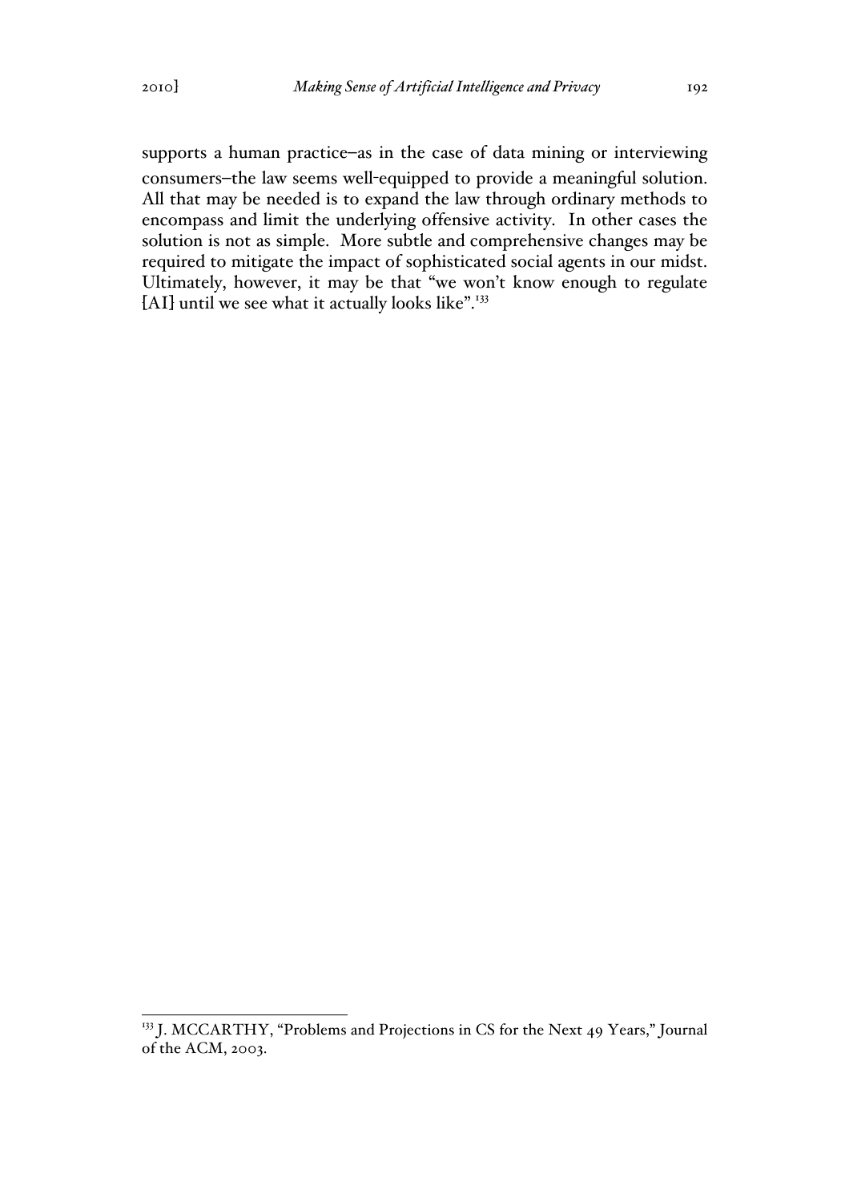supports a human practice–as in the case of data mining or interviewing consumers–the law seems well-equipped to provide a meaningful solution. All that may be needed is to expand the law through ordinary methods to encompass and limit the underlying offensive activity. In other cases the solution is not as simple. More subtle and comprehensive changes may be required to mitigate the impact of sophisticated social agents in our midst. Ultimately, however, it may be that "we won't know enough to regulate [AI] until we see what it actually looks like".[133]

---

[133] J. MCCARTHY, "Problems and Projections in CS for the Next 49 Years," Journal of the ACM, 2003.